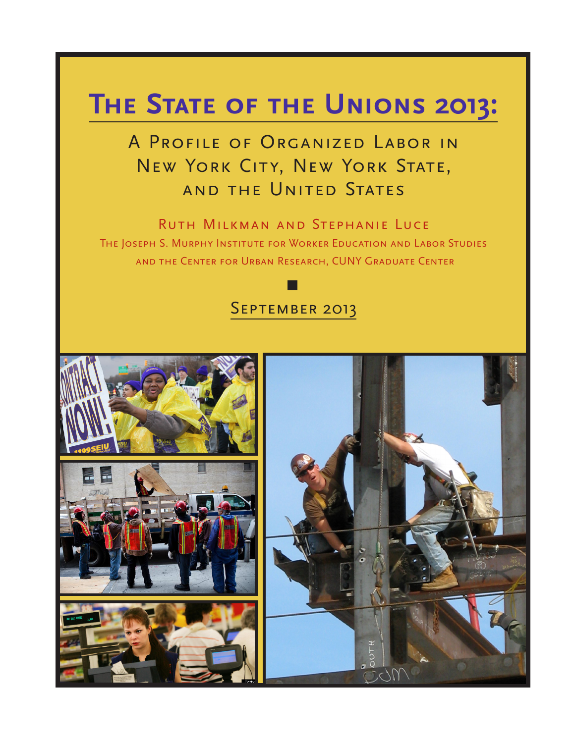# The State of the Unions 2013:

## A Profile of Organized Labor in New York City, New York State, and the United States

Ruth Milkman and Stephanie Luce

The Joseph S. Murphy Institute for Worker Education and Labor Studies and the Center for Urban Research, CUNY Graduate Center

September 2013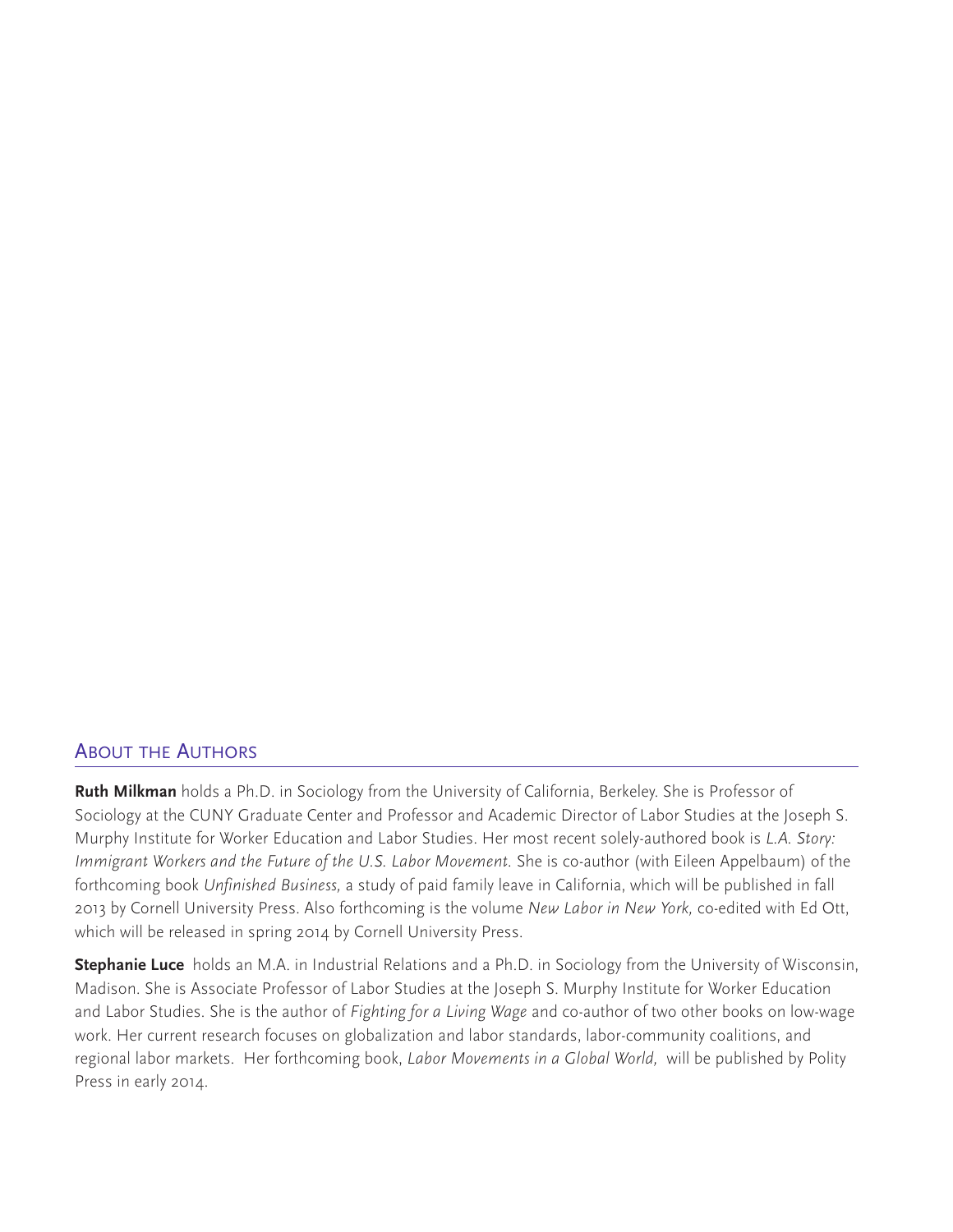## About the Authors

**Ruth Milkman** holds a Ph.D. in Sociology from the University of California, Berkeley. She is Professor of Sociology at the CUNY Graduate Center and Professor and Academic Director of Labor Studies at the Joseph S. Murphy Institute for Worker Education and Labor Studies. Her most recent solely-authored book is *L.A. Story: Immigrant Workers and the Future of the U.S. Labor Movement.* She is co-author (with Eileen Appelbaum) of the forthcoming book *Unfinished Business,* a study of paid family leave in California, which will be published in fall 2013 by Cornell University Press. Also forthcoming is the volume *New Labor in New York,* co-edited with Ed Ott, which will be released in spring 2014 by Cornell University Press.

**Stephanie Luce** holds an M.A. in Industrial Relations and a Ph.D. in Sociology from the University of Wisconsin, Madison. She is Associate Professor of Labor Studies at the Joseph S. Murphy Institute for Worker Education and Labor Studies. She is the author of *Fighting for a Living Wage* and co-author of two other books on low-wage work. Her current research focuses on globalization and labor standards, labor-community coalitions, and regional labor markets. Her forthcoming book, *Labor Movements in a Global World,* will be published by Polity Press in early 2014.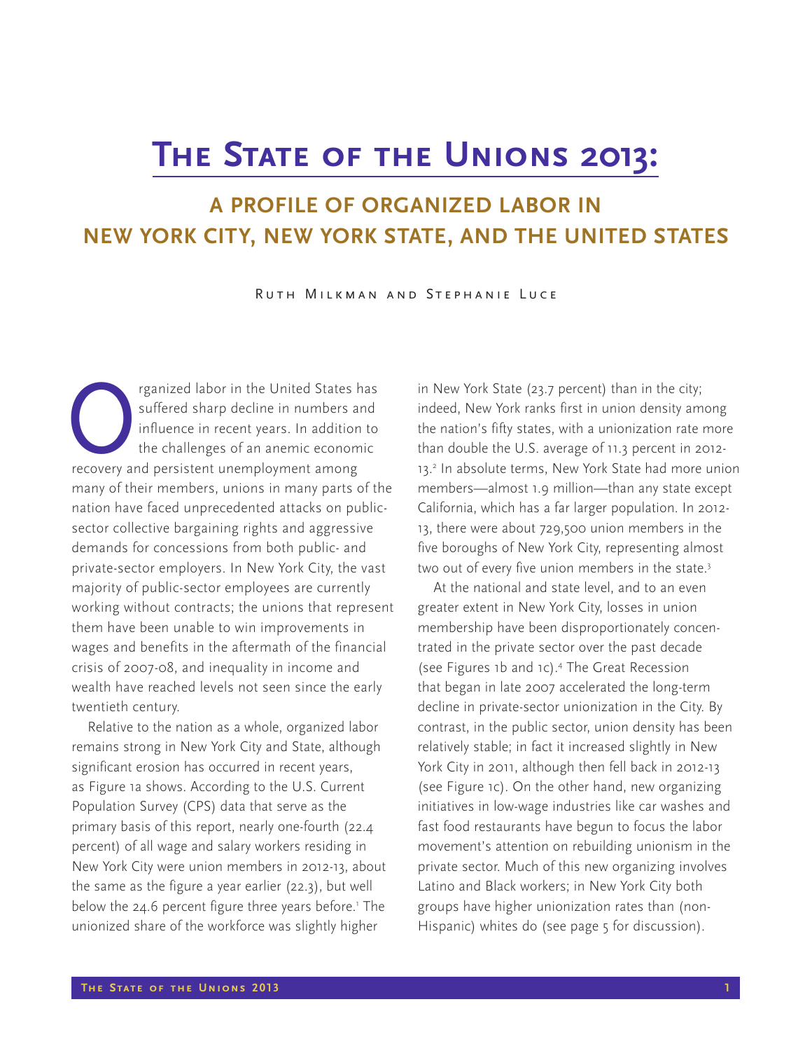# The State of the Unions 2013:

## A PROFILE OF ORGANIZED LABOR IN NEW YORK CITY, NEW YORK STATE, AND THE UNITED STATES

Ruth Milkman and Stephanie Luce

Organized labor in the United States has suffered sharp decline in numbers and influence in recent years. In addition to the challenges of an anemic economic recovery and persistent unemployment among many of their members, unions in many parts of the nation have faced unprecedented attacks on public-sector collective bargaining rights and aggressive demands for concessions from both public- and private-sector employers. In New York City, the vast majority of public-sector employees are currently working without contracts; the unions that represent them have been unable to win improvements in wages and benefits in the aftermath of the financial crisis of 2007-08, and inequality in income and wealth have reached levels not seen since the early twentieth century.

Relative to the nation as a whole, organized labor remains strong in New York City and State, although significant erosion has occurred in recent years, as Figure 1a shows. According to the U.S. Current Population Survey (CPS) data that serve as the primary basis of this report, nearly one-fourth (22.4 percent) of all wage and salary workers residing in New York City were union members in 2012-13, about the same as the figure a year earlier (22.3), but well below the 24.6 percent figure three years before.[1] The unionized share of the workforce was slightly higher in New York State (23.7 percent) than in the city; indeed, New York ranks first in union density among the nation's fifty states, with a unionization rate more than double the U.S. average of 11.3 percent in 2012-13.[2] In absolute terms, New York State had more union members—almost 1.9 million—than any state except California, which has a far larger population. In 2012-13, there were about 729,500 union members in the five boroughs of New York City, representing almost two out of every five union members in the state.[3]

At the national and state level, and to an even greater extent in New York City, losses in union membership have been disproportionately concentrated in the private sector over the past decade (see Figures 1b and 1c).[4] The Great Recession that began in late 2007 accelerated the long-term decline in private-sector unionization in the City. By contrast, in the public sector, union density has been relatively stable; in fact it increased slightly in New York City in 2011, although then fell back in 2012-13 (see Figure 1c). On the other hand, new organizing initiatives in low-wage industries like car washes and fast food restaurants have begun to focus the labor movement's attention on rebuilding unionism in the private sector. Much of this new organizing involves Latino and Black workers; in New York City both groups have higher unionization rates than (non-Hispanic) whites do (see page 5 for discussion).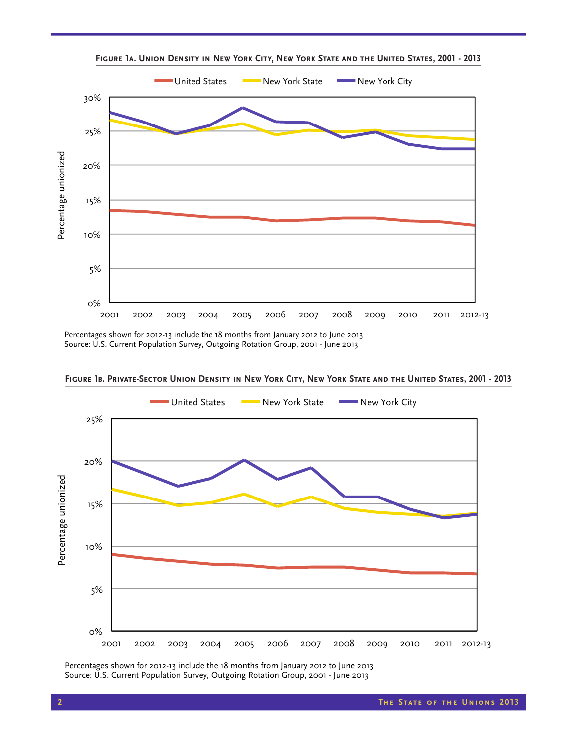**Figure 1a. Union Density in New York City, New York State and the United States, 2001 - 2013**

Percentages shown for 2012-13 include the 18 months from January 2012 to June 2013
Source: U.S. Current Population Survey, Outgoing Rotation Group, 2001 - June 2013

**Figure 1b. Private-Sector Union Density in New York City, New York State and the United States, 2001 - 2013**

Percentages shown for 2012-13 include the 18 months from January 2012 to June 2013
Source: U.S. Current Population Survey, Outgoing Rotation Group, 2001 - June 2013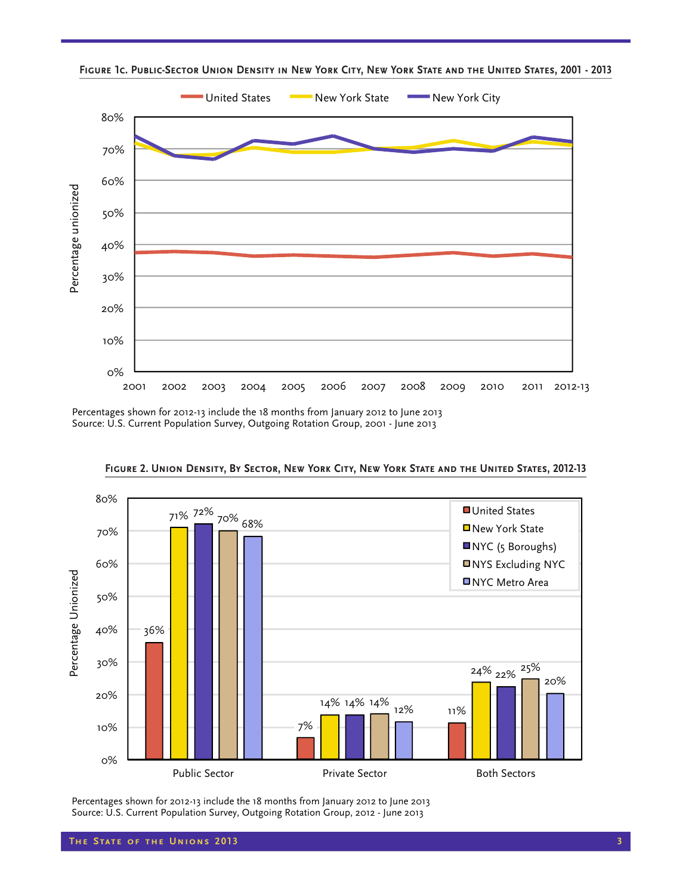**Figure 1c. Public-Sector Union Density in New York City, New York State and the United States, 2001 - 2013**

Percentages shown for 2012-13 include the 18 months from January 2012 to June 2013
Source: U.S. Current Population Survey, Outgoing Rotation Group, 2001 - June 2013

**Figure 2. Union Density, By Sector, New York City, New York State and the United States, 2012-13**

| | United States | New York State | NYC (5 Boroughs) | NYS Excluding NYC | NYC Metro Area |
|---|---|---|---|---|---|
| Public Sector | 36% | 71% | 72% | 70% | 68% |
| Private Sector | 7% | 14% | 14% | 14% | 12% |
| Both Sectors | 11% | 24% | 22% | 25% | 20% |

Percentages shown for 2012-13 include the 18 months from January 2012 to June 2013
Source: U.S. Current Population Survey, Outgoing Rotation Group, 2012 - June 2013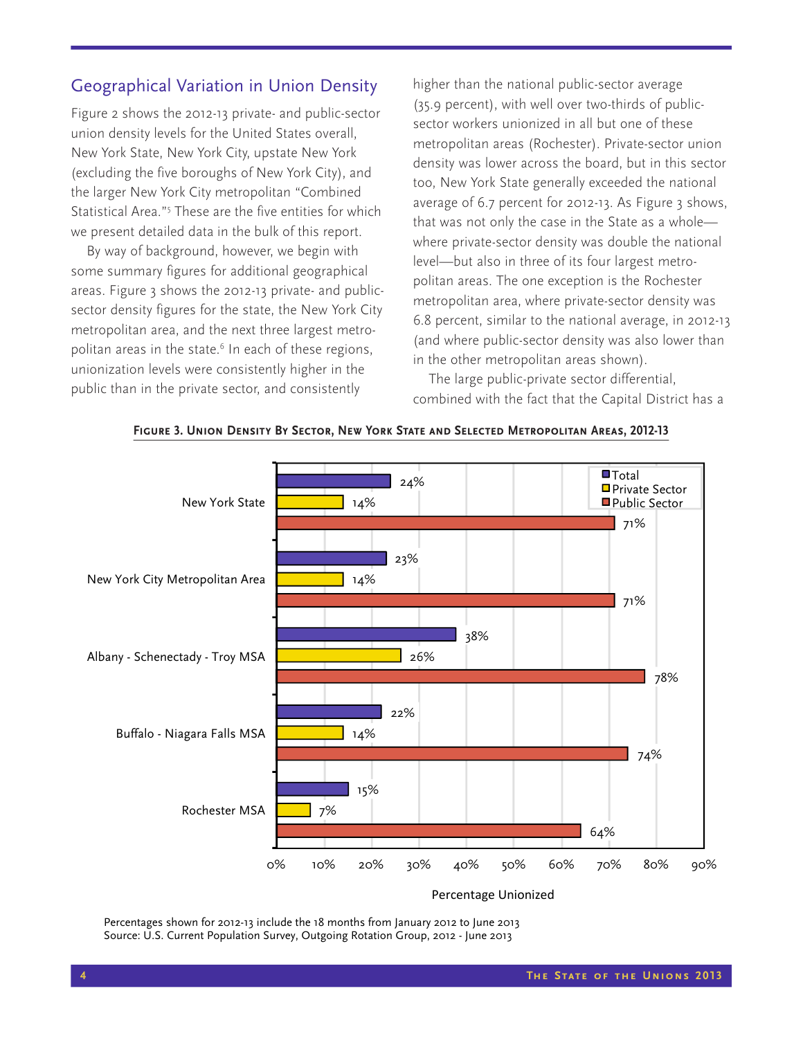## Geographical Variation in Union Density

Figure 2 shows the 2012-13 private- and public-sector union density levels for the United States overall, New York State, New York City, upstate New York (excluding the five boroughs of New York City), and the larger New York City metropolitan "Combined Statistical Area."[5] These are the five entities for which we present detailed data in the bulk of this report.

By way of background, however, we begin with some summary figures for additional geographical areas. Figure 3 shows the 2012-13 private- and public-sector density figures for the state, the New York City metropolitan area, and the next three largest metropolitan areas in the state.[6] In each of these regions, unionization levels were consistently higher in the public than in the private sector, and consistently higher than the national public-sector average (35.9 percent), with well over two-thirds of public-sector workers unionized in all but one of these metropolitan areas (Rochester). Private-sector union density was lower across the board, but in this sector too, New York State generally exceeded the national average of 6.7 percent for 2012-13. As Figure 3 shows, that was not only the case in the State as a whole—where private-sector density was double the national level—but also in three of its four largest metropolitan areas. The one exception is the Rochester metropolitan area, where private-sector density was 6.8 percent, similar to the national average, in 2012-13 (and where public-sector density was also lower than in the other metropolitan areas shown).

The large public-private sector differential, combined with the fact that the Capital District has a

**Figure 3. Union Density By Sector, New York State and Selected Metropolitan Areas, 2012-13**

| | Total | Private Sector | Public Sector |
|---|---|---|---|
| New York State | 24% | 14% | 71% |
| New York City Metropolitan Area | 23% | 14% | 71% |
| Albany - Schenectady - Troy MSA | 38% | 26% | 78% |
| Buffalo - Niagara Falls MSA | 22% | 14% | 74% |
| Rochester MSA | 15% | 7% | 64% |

Percentage Unionized

Percentages shown for 2012-13 include the 18 months from January 2012 to June 2013
Source: U.S. Current Population Survey, Outgoing Rotation Group, 2012 - June 2013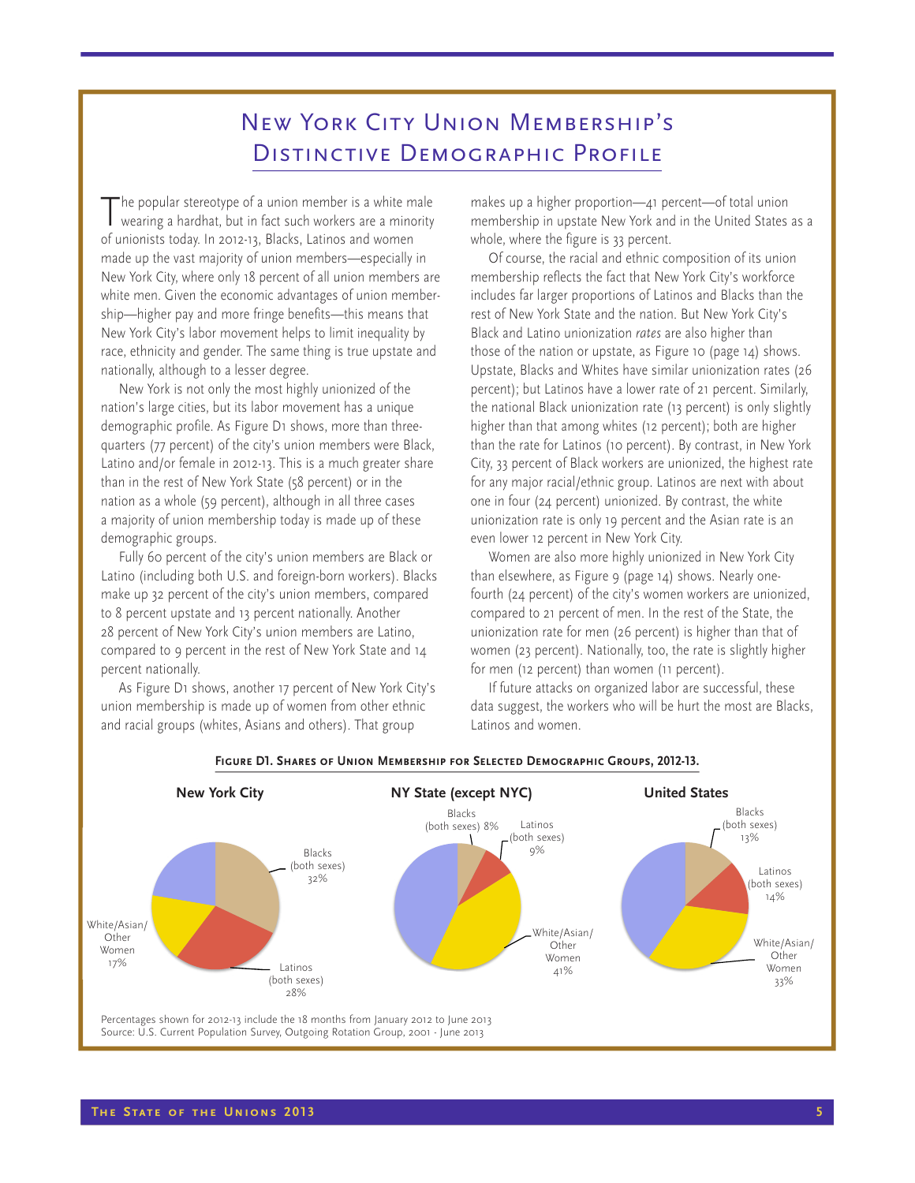## New York City Union Membership's Distinctive Demographic Profile

The popular stereotype of a union member is a white male wearing a hardhat, but in fact such workers are a minority of unionists today. In 2012-13, Blacks, Latinos and women made up the vast majority of union members—especially in New York City, where only 18 percent of all union members are white men. Given the economic advantages of union membership—higher pay and more fringe benefits—this means that New York City's labor movement helps to limit inequality by race, ethnicity and gender. The same thing is true upstate and nationally, although to a lesser degree.

New York is not only the most highly unionized of the nation's large cities, but its labor movement has a unique demographic profile. As Figure D1 shows, more than three-quarters (77 percent) of the city's union members were Black, Latino and/or female in 2012-13. This is a much greater share than in the rest of New York State (58 percent) or in the nation as a whole (59 percent), although in all three cases a majority of union membership today is made up of these demographic groups.

Fully 60 percent of the city's union members are Black or Latino (including both U.S. and foreign-born workers). Blacks make up 32 percent of the city's union members, compared to 8 percent upstate and 13 percent nationally. Another 28 percent of New York City's union members are Latino, compared to 9 percent in the rest of New York State and 14 percent nationally.

As Figure D1 shows, another 17 percent of New York City's union membership is made up of women from other ethnic and racial groups (whites, Asians and others). That group makes up a higher proportion—41 percent—of total union membership in upstate New York and in the United States as a whole, where the figure is 33 percent.

Of course, the racial and ethnic composition of its union membership reflects the fact that New York City's workforce includes far larger proportions of Latinos and Blacks than the rest of New York State and the nation. But New York City's Black and Latino unionization *rates* are also higher than those of the nation or upstate, as Figure 10 (page 14) shows. Upstate, Blacks and Whites have similar unionization rates (26 percent); but Latinos have a lower rate of 21 percent. Similarly, the national Black unionization rate (13 percent) is only slightly higher than that among whites (12 percent); both are higher than the rate for Latinos (10 percent). By contrast, in New York City, 33 percent of Black workers are unionized, the highest rate for any major racial/ethnic group. Latinos are next with about one in four (24 percent) unionized. By contrast, the white unionization rate is only 19 percent and the Asian rate is an even lower 12 percent in New York City.

Women are also more highly unionized in New York City than elsewhere, as Figure 9 (page 14) shows. Nearly one-fourth (24 percent) of the city's women workers are unionized, compared to 21 percent of men. In the rest of the State, the unionization rate for men (26 percent) is higher than that of women (23 percent). Nationally, too, the rate is slightly higher for men (12 percent) than women (11 percent).

If future attacks on organized labor are successful, these data suggest, the workers who will be hurt the most are Blacks, Latinos and women.

**Figure D1. Shares of Union Membership for Selected Demographic Groups, 2012-13.**

| | New York City | NY State (except NYC) | United States |
|---|---|---|---|
| Blacks (both sexes) | 32% | 8% | 13% |
| Latinos (both sexes) | 28% | 9% | 14% |
| White/Asian/Other Women | 17% | 41% | 33% |

Percentages shown for 2012-13 include the 18 months from January 2012 to June 2013
Source: U.S. Current Population Survey, Outgoing Rotation Group, 2001 - June 2013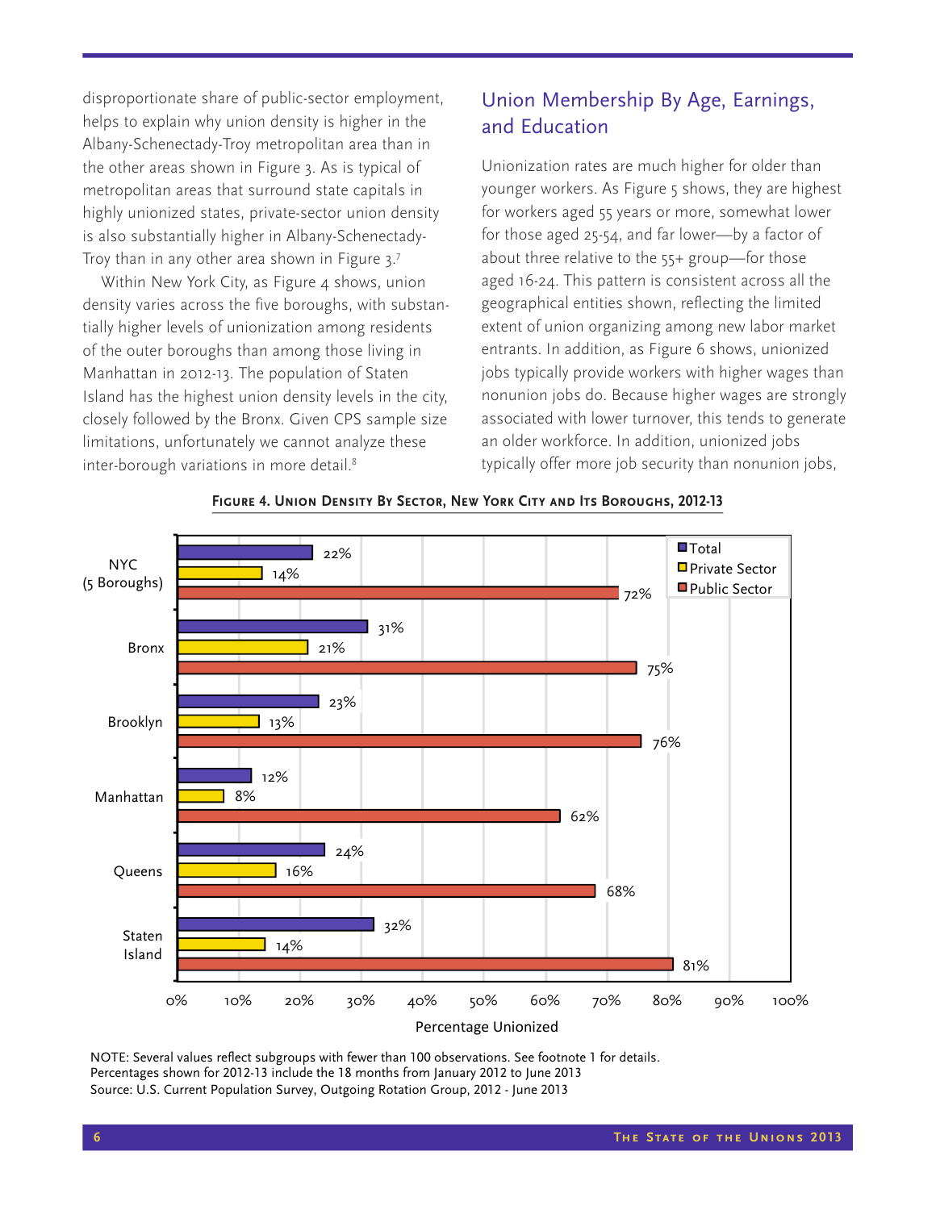disproportionate share of public-sector employment, helps to explain why union density is higher in the Albany-Schenectady-Troy metropolitan area than in the other areas shown in Figure 3. As is typical of metropolitan areas that surround state capitals in highly unionized states, private-sector union density is also substantially higher in Albany-Schenectady-Troy than in any other area shown in Figure 3.[7]

Within New York City, as Figure 4 shows, union density varies across the five boroughs, with substantially higher levels of unionization among residents of the outer boroughs than among those living in Manhattan in 2012-13. The population of Staten Island has the highest union density levels in the city, closely followed by the Bronx. Given CPS sample size limitations, unfortunately we cannot analyze these inter-borough variations in more detail.[8]

## Union Membership By Age, Earnings, and Education

Unionization rates are much higher for older than younger workers. As Figure 5 shows, they are highest for workers aged 55 years or more, somewhat lower for those aged 25-54, and far lower—by a factor of about three relative to the 55+ group—for those aged 16-24. This pattern is consistent across all the geographical entities shown, reflecting the limited extent of union organizing among new labor market entrants. In addition, as Figure 6 shows, unionized jobs typically provide workers with higher wages than nonunion jobs do. Because higher wages are strongly associated with lower turnover, this tends to generate an older workforce. In addition, unionized jobs typically offer more job security than nonunion jobs,

**Figure 4. Union Density By Sector, New York City and Its Boroughs, 2012-13**

| | Total | Private Sector | Public Sector |
|---|---|---|---|
| NYC (5 Boroughs) | 22% | 14% | 72% |
| Bronx | 31% | 21% | 75% |
| Brooklyn | 23% | 13% | 76% |
| Manhattan | 12% | 8% | 62% |
| Queens | 24% | 16% | 68% |
| Staten Island | 32% | 14% | 81% |

Percentage Unionized

NOTE: Several values reflect subgroups with fewer than 100 observations. See footnote 1 for details.
Percentages shown for 2012-13 include the 18 months from January 2012 to June 2013
Source: U.S. Current Population Survey, Outgoing Rotation Group, 2012 - June 2013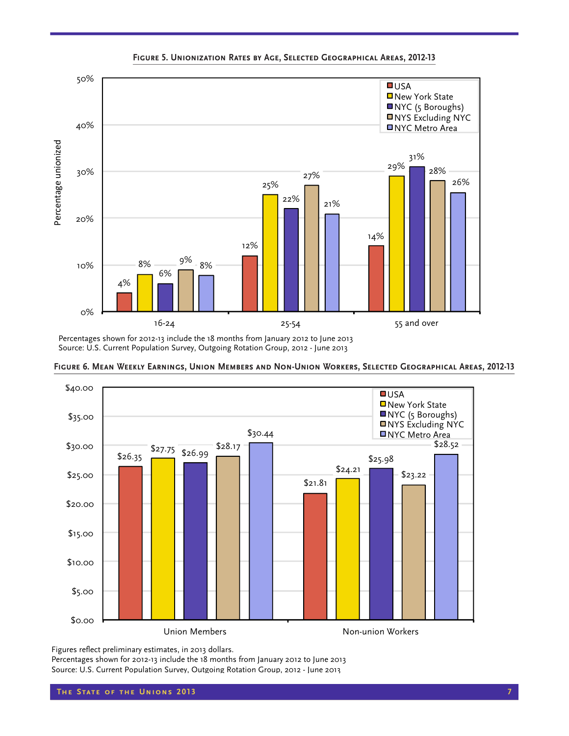**Figure 5. Unionization Rates by Age, Selected Geographical Areas, 2012-13**

| Age | USA | New York State | NYC (5 Boroughs) | NYS Excluding NYC | NYC Metro Area |
|---|---|---|---|---|---|
| 16-24 | 4% | 8% | 6% | 9% | 8% |
| 25-54 | 12% | 25% | 22% | 27% | 21% |
| 55 and over | 14% | 29% | 31% | 28% | 26% |

Percentages shown for 2012-13 include the 18 months from January 2012 to June 2013
Source: U.S. Current Population Survey, Outgoing Rotation Group, 2012 - June 2013

**Figure 6. Mean Weekly Earnings, Union Members and Non-Union Workers, Selected Geographical Areas, 2012-13**

| | USA | New York State | NYC (5 Boroughs) | NYS Excluding NYC | NYC Metro Area |
|---|---|---|---|---|---|
| Union Members | $26.35 | $27.75 | $26.99 | $28.17 | $30.44 |
| Non-union Workers | $21.81 | $24.21 | $25.98 | $23.22 | $28.52 |

Figures reflect preliminary estimates, in 2013 dollars.
Percentages shown for 2012-13 include the 18 months from January 2012 to June 2013
Source: U.S. Current Population Survey, Outgoing Rotation Group, 2012 - June 2013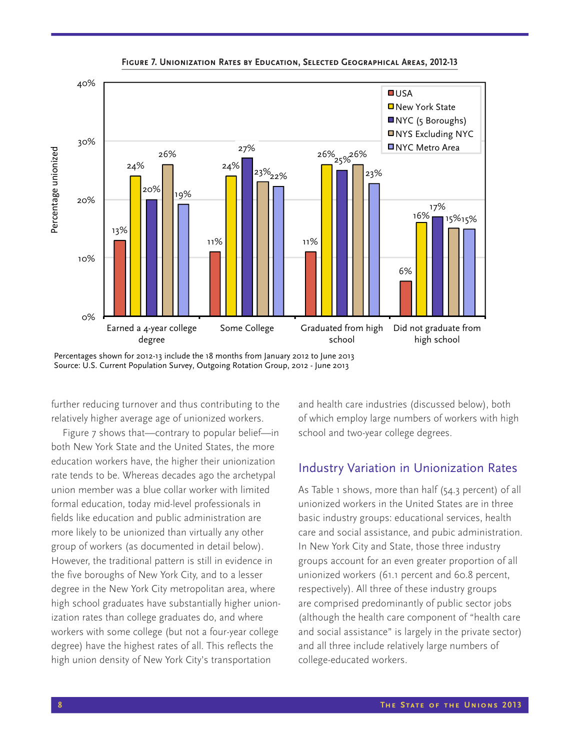**Figure 7. Unionization Rates by Education, Selected Geographical Areas, 2012-13**

| | USA | New York State | NYC (5 Boroughs) | NYS Excluding NYC | NYC Metro Area |
|---|---|---|---|---|---|
| Earned a 4-year college degree | 13% | 24% | 20% | 26% | 19% |
| Some College | 11% | 24% | 27% | 23% | 22% |
| Graduated from high school | 11% | 26% | 25% | 26% | 23% |
| Did not graduate from high school | 6% | 16% | 17% | 15% | 15% |

Percentages shown for 2012-13 include the 18 months from January 2012 to June 2013
Source: U.S. Current Population Survey, Outgoing Rotation Group, 2012 - June 2013

further reducing turnover and thus contributing to the relatively higher average age of unionized workers.

Figure 7 shows that—contrary to popular belief—in both New York State and the United States, the more education workers have, the higher their unionization rate tends to be. Whereas decades ago the archetypal union member was a blue collar worker with limited formal education, today mid-level professionals in fields like education and public administration are more likely to be unionized than virtually any other group of workers (as documented in detail below). However, the traditional pattern is still in evidence in the five boroughs of New York City, and to a lesser degree in the New York City metropolitan area, where high school graduates have substantially higher unionization rates than college graduates do, and where workers with some college (but not a four-year college degree) have the highest rates of all. This reflects the high union density of New York City's transportation and health care industries (discussed below), both of which employ large numbers of workers with high school and two-year college degrees.

## Industry Variation in Unionization Rates

As Table 1 shows, more than half (54.3 percent) of all unionized workers in the United States are in three basic industry groups: educational services, health care and social assistance, and pubic administration. In New York City and State, those three industry groups account for an even greater proportion of all unionized workers (61.1 percent and 60.8 percent, respectively). All three of these industry groups are comprised predominantly of public sector jobs (although the health care component of "health care and social assistance" is largely in the private sector) and all three include relatively large numbers of college-educated workers.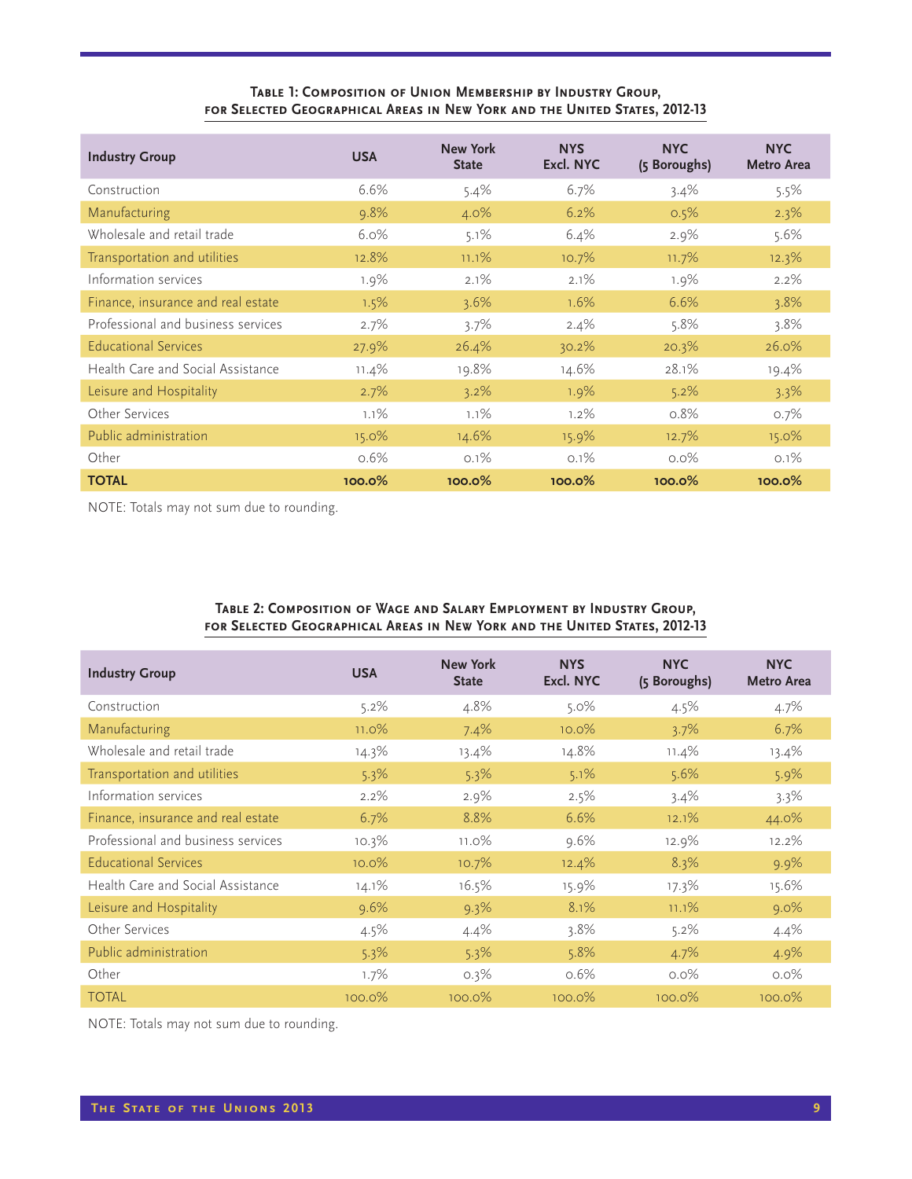### Table 1: Composition of Union Membership by Industry Group, for Selected Geographical Areas in New York and the United States, 2012-13

| Industry Group | USA | New York State | NYS Excl. NYC | NYC (5 Boroughs) | NYC Metro Area |
|---|---|---|---|---|---|
| Construction | 6.6% | 5.4% | 6.7% | 3.4% | 5.5% |
| Manufacturing | 9.8% | 4.0% | 6.2% | 0.5% | 2.3% |
| Wholesale and retail trade | 6.0% | 5.1% | 6.4% | 2.9% | 5.6% |
| Transportation and utilities | 12.8% | 11.1% | 10.7% | 11.7% | 12.3% |
| Information services | 1.9% | 2.1% | 2.1% | 1.9% | 2.2% |
| Finance, insurance and real estate | 1.5% | 3.6% | 1.6% | 6.6% | 3.8% |
| Professional and business services | 2.7% | 3.7% | 2.4% | 5.8% | 3.8% |
| Educational Services | 27.9% | 26.4% | 30.2% | 20.3% | 26.0% |
| Health Care and Social Assistance | 11.4% | 19.8% | 14.6% | 28.1% | 19.4% |
| Leisure and Hospitality | 2.7% | 3.2% | 1.9% | 5.2% | 3.3% |
| Other Services | 1.1% | 1.1% | 1.2% | 0.8% | 0.7% |
| Public administration | 15.0% | 14.6% | 15.9% | 12.7% | 15.0% |
| Other | 0.6% | 0.1% | 0.1% | 0.0% | 0.1% |
| **TOTAL** | **100.0%** | **100.0%** | **100.0%** | **100.0%** | **100.0%** |

NOTE: Totals may not sum due to rounding.

### Table 2: Composition of Wage and Salary Employment by Industry Group, for Selected Geographical Areas in New York and the United States, 2012-13

| Industry Group | USA | New York State | NYS Excl. NYC | NYC (5 Boroughs) | NYC Metro Area |
|---|---|---|---|---|---|
| Construction | 5.2% | 4.8% | 5.0% | 4.5% | 4.7% |
| Manufacturing | 11.0% | 7.4% | 10.0% | 3.7% | 6.7% |
| Wholesale and retail trade | 14.3% | 13.4% | 14.8% | 11.4% | 13.4% |
| Transportation and utilities | 5.3% | 5.3% | 5.1% | 5.6% | 5.9% |
| Information services | 2.2% | 2.9% | 2.5% | 3.4% | 3.3% |
| Finance, insurance and real estate | 6.7% | 8.8% | 6.6% | 12.1% | 44.0% |
| Professional and business services | 10.3% | 11.0% | 9.6% | 12.9% | 12.2% |
| Educational Services | 10.0% | 10.7% | 12.4% | 8.3% | 9.9% |
| Health Care and Social Assistance | 14.1% | 16.5% | 15.9% | 17.3% | 15.6% |
| Leisure and Hospitality | 9.6% | 9.3% | 8.1% | 11.1% | 9.0% |
| Other Services | 4.5% | 4.4% | 3.8% | 5.2% | 4.4% |
| Public administration | 5.3% | 5.3% | 5.8% | 4.7% | 4.9% |
| Other | 1.7% | 0.3% | 0.6% | 0.0% | 0.0% |
| TOTAL | 100.0% | 100.0% | 100.0% | 100.0% | 100.0% |

NOTE: Totals may not sum due to rounding.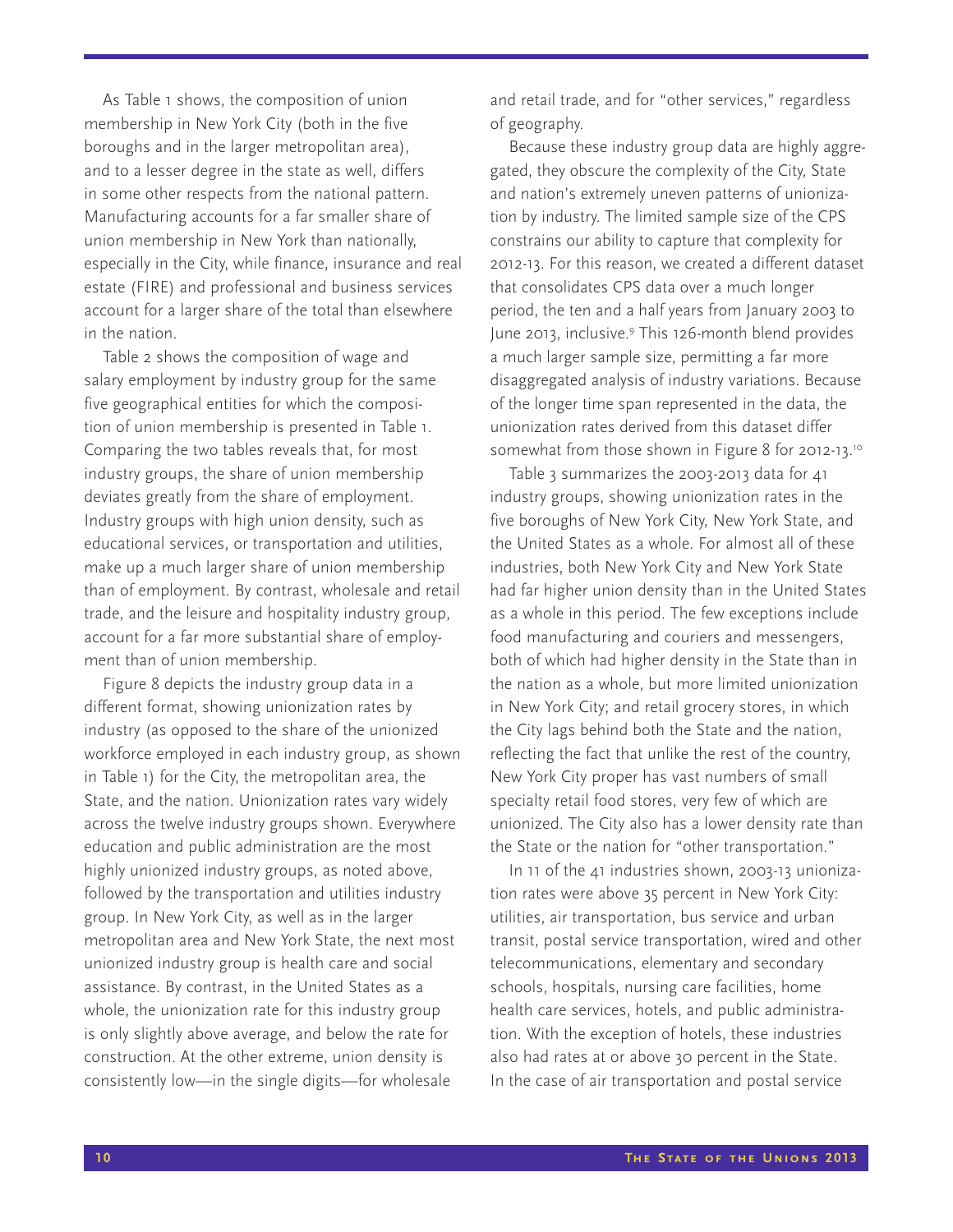As Table 1 shows, the composition of union membership in New York City (both in the five boroughs and in the larger metropolitan area), and to a lesser degree in the state as well, differs in some other respects from the national pattern. Manufacturing accounts for a far smaller share of union membership in New York than nationally, especially in the City, while finance, insurance and real estate (FIRE) and professional and business services account for a larger share of the total than elsewhere in the nation.

Table 2 shows the composition of wage and salary employment by industry group for the same five geographical entities for which the composition of union membership is presented in Table 1. Comparing the two tables reveals that, for most industry groups, the share of union membership deviates greatly from the share of employment. Industry groups with high union density, such as educational services, or transportation and utilities, make up a much larger share of union membership than of employment. By contrast, wholesale and retail trade, and the leisure and hospitality industry group, account for a far more substantial share of employment than of union membership.

Figure 8 depicts the industry group data in a different format, showing unionization rates by industry (as opposed to the share of the unionized workforce employed in each industry group, as shown in Table 1) for the City, the metropolitan area, the State, and the nation. Unionization rates vary widely across the twelve industry groups shown. Everywhere education and public administration are the most highly unionized industry groups, as noted above, followed by the transportation and utilities industry group. In New York City, as well as in the larger metropolitan area and New York State, the next most unionized industry group is health care and social assistance. By contrast, in the United States as a whole, the unionization rate for this industry group is only slightly above average, and below the rate for construction. At the other extreme, union density is consistently low—in the single digits—for wholesale and retail trade, and for "other services," regardless of geography.

Because these industry group data are highly aggregated, they obscure the complexity of the City, State and nation's extremely uneven patterns of unionization by industry. The limited sample size of the CPS constrains our ability to capture that complexity for 2012-13. For this reason, we created a different dataset that consolidates CPS data over a much longer period, the ten and a half years from January 2003 to June 2013, inclusive.[9] This 126-month blend provides a much larger sample size, permitting a far more disaggregated analysis of industry variations. Because of the longer time span represented in the data, the unionization rates derived from this dataset differ somewhat from those shown in Figure 8 for 2012-13.[10]

Table 3 summarizes the 2003-2013 data for 41 industry groups, showing unionization rates in the five boroughs of New York City, New York State, and the United States as a whole. For almost all of these industries, both New York City and New York State had far higher union density than in the United States as a whole in this period. The few exceptions include food manufacturing and couriers and messengers, both of which had higher density in the State than in the nation as a whole, but more limited unionization in New York City; and retail grocery stores, in which the City lags behind both the State and the nation, reflecting the fact that unlike the rest of the country, New York City proper has vast numbers of small specialty retail food stores, very few of which are unionized. The City also has a lower density rate than the State or the nation for "other transportation."

In 11 of the 41 industries shown, 2003-13 unionization rates were above 35 percent in New York City: utilities, air transportation, bus service and urban transit, postal service transportation, wired and other telecommunications, elementary and secondary schools, hospitals, nursing care facilities, home health care services, hotels, and public administration. With the exception of hotels, these industries also had rates at or above 30 percent in the State. In the case of air transportation and postal service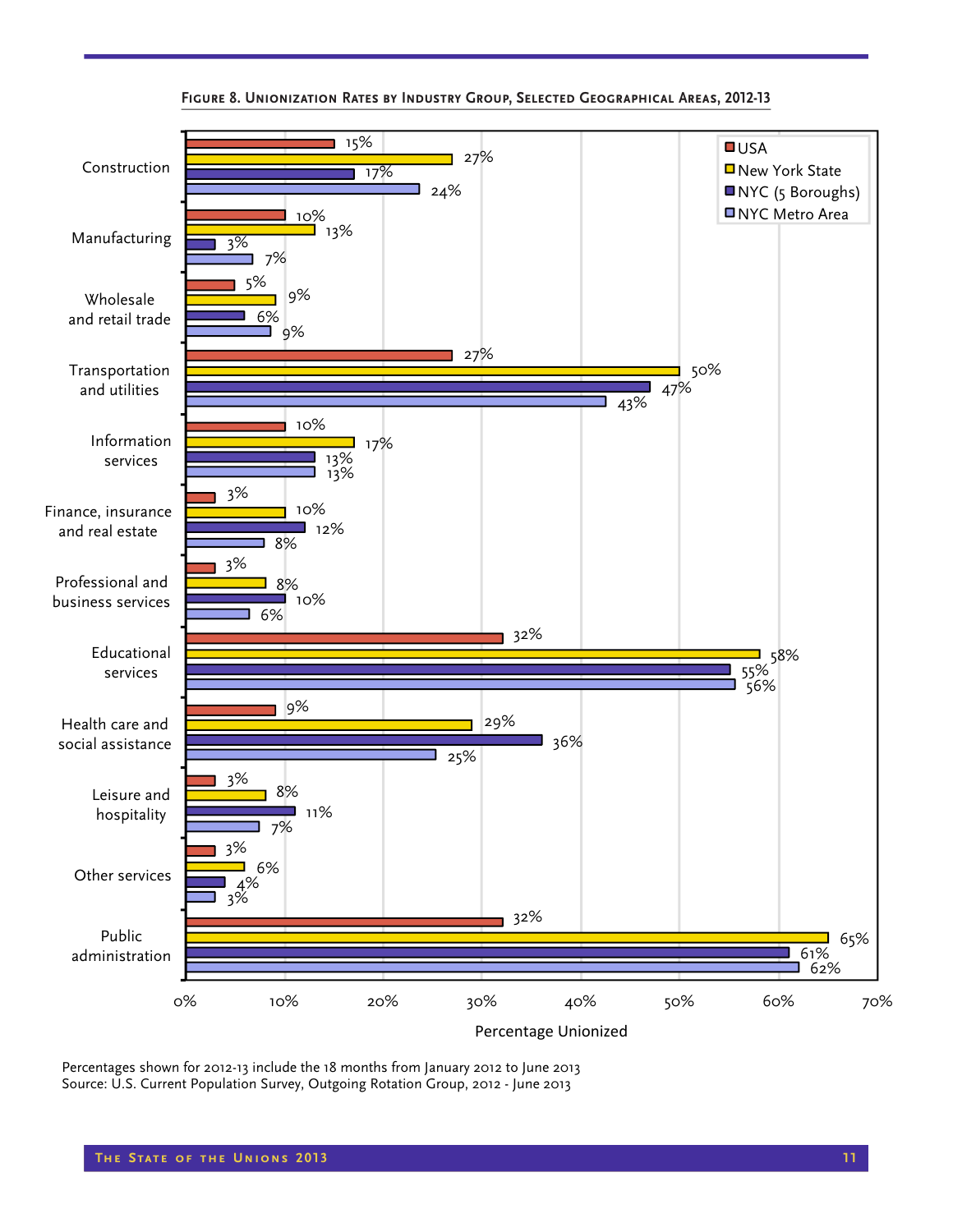**Figure 8. Unionization Rates by Industry Group, Selected Geographical Areas, 2012-13**

| Industry | USA | New York State | NYC (5 Boroughs) | NYC Metro Area |
|---|---|---|---|---|
| Construction | 15% | 27% | 17% | 24% |
| Manufacturing | 10% | 13% | 3% | 7% |
| Wholesale and retail trade | 5% | 9% | 6% | 9% |
| Transportation and utilities | 27% | 50% | 47% | 43% |
| Information services | 10% | 17% | 13% | 13% |
| Finance, insurance and real estate | 3% | 10% | 12% | 8% |
| Professional and business services | 3% | 8% | 10% | 6% |
| Educational services | 32% | 58% | 55% | 56% |
| Health care and social assistance | 9% | 29% | 36% | 25% |
| Leisure and hospitality | 3% | 8% | 11% | 7% |
| Other services | 3% | 6% | 4% | 3% |
| Public administration | 32% | 65% | 61% | 62% |

Percentage Unionized

Percentages shown for 2012-13 include the 18 months from January 2012 to June 2013
Source: U.S. Current Population Survey, Outgoing Rotation Group, 2012 - June 2013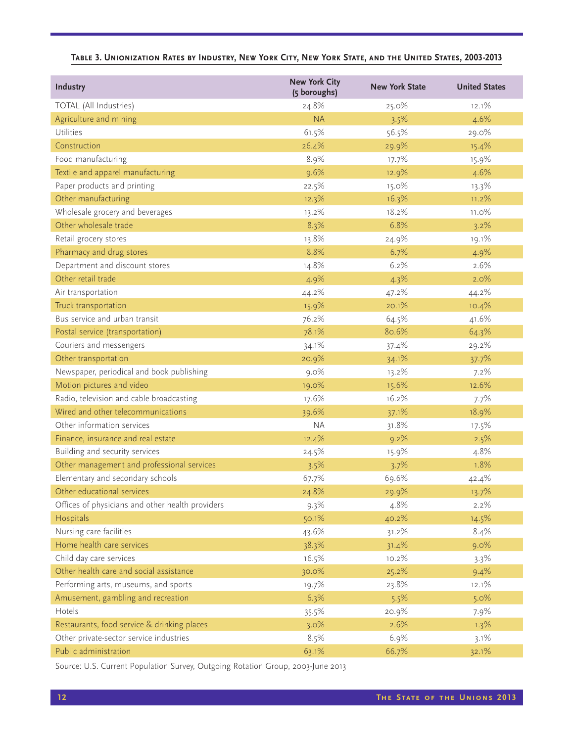**Table 3. Unionization Rates by Industry, New York City, New York State, and the United States, 2003-2013**

| Industry | New York City (5 boroughs) | New York State | United States |
|---|---|---|---|
| TOTAL (All Industries) | 24.8% | 25.0% | 12.1% |
| Agriculture and mining | NA | 3.5% | 4.6% |
| Utilities | 61.5% | 56.5% | 29.0% |
| Construction | 26.4% | 29.9% | 15.4% |
| Food manufacturing | 8.9% | 17.7% | 15.9% |
| Textile and apparel manufacturing | 9.6% | 12.9% | 4.6% |
| Paper products and printing | 22.5% | 15.0% | 13.3% |
| Other manufacturing | 12.3% | 16.3% | 11.2% |
| Wholesale grocery and beverages | 13.2% | 18.2% | 11.0% |
| Other wholesale trade | 8.3% | 6.8% | 3.2% |
| Retail grocery stores | 13.8% | 24.9% | 19.1% |
| Pharmacy and drug stores | 8.8% | 6.7% | 4.9% |
| Department and discount stores | 14.8% | 6.2% | 2.6% |
| Other retail trade | 4.9% | 4.3% | 2.0% |
| Air transportation | 44.2% | 47.2% | 44.2% |
| Truck transportation | 15.9% | 20.1% | 10.4% |
| Bus service and urban transit | 76.2% | 64.5% | 41.6% |
| Postal service (transportation) | 78.1% | 80.6% | 64.3% |
| Couriers and messengers | 34.1% | 37.4% | 29.2% |
| Other transportation | 20.9% | 34.1% | 37.7% |
| Newspaper, periodical and book publishing | 9.0% | 13.2% | 7.2% |
| Motion pictures and video | 19.0% | 15.6% | 12.6% |
| Radio, television and cable broadcasting | 17.6% | 16.2% | 7.7% |
| Wired and other telecommunications | 39.6% | 37.1% | 18.9% |
| Other information services | NA | 31.8% | 17.5% |
| Finance, insurance and real estate | 12.4% | 9.2% | 2.5% |
| Building and security services | 24.5% | 15.9% | 4.8% |
| Other management and professional services | 3.5% | 3.7% | 1.8% |
| Elementary and secondary schools | 67.7% | 69.6% | 42.4% |
| Other educational services | 24.8% | 29.9% | 13.7% |
| Offices of physicians and other health providers | 9.3% | 4.8% | 2.2% |
| Hospitals | 50.1% | 40.2% | 14.5% |
| Nursing care facilities | 43.6% | 31.2% | 8.4% |
| Home health care services | 38.3% | 31.4% | 9.0% |
| Child day care services | 16.5% | 10.2% | 3.3% |
| Other health care and social assistance | 30.0% | 25.2% | 9.4% |
| Performing arts, museums, and sports | 19.7% | 23.8% | 12.1% |
| Amusement, gambling and recreation | 6.3% | 5.5% | 5.0% |
| Hotels | 35.5% | 20.9% | 7.9% |
| Restaurants, food service & drinking places | 3.0% | 2.6% | 1.3% |
| Other private-sector service industries | 8.5% | 6.9% | 3.1% |
| Public administration | 63.1% | 66.7% | 32.1% |

Source: U.S. Current Population Survey, Outgoing Rotation Group, 2003-June 2013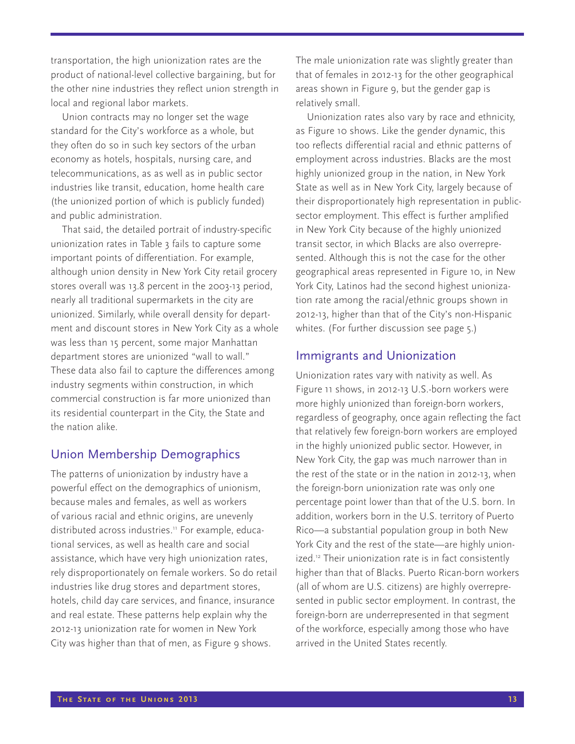transportation, the high unionization rates are the product of national-level collective bargaining, but for the other nine industries they reflect union strength in local and regional labor markets.

Union contracts may no longer set the wage standard for the City's workforce as a whole, but they often do so in such key sectors of the urban economy as hotels, hospitals, nursing care, and telecommunications, as as well as in public sector industries like transit, education, home health care (the unionized portion of which is publicly funded) and public administration.

That said, the detailed portrait of industry-specific unionization rates in Table 3 fails to capture some important points of differentiation. For example, although union density in New York City retail grocery stores overall was 13.8 percent in the 2003-13 period, nearly all traditional supermarkets in the city are unionized. Similarly, while overall density for department and discount stores in New York City as a whole was less than 15 percent, some major Manhattan department stores are unionized "wall to wall." These data also fail to capture the differences among industry segments within construction, in which commercial construction is far more unionized than its residential counterpart in the City, the State and the nation alike.

## Union Membership Demographics

The patterns of unionization by industry have a powerful effect on the demographics of unionism, because males and females, as well as workers of various racial and ethnic origins, are unevenly distributed across industries.[11] For example, educational services, as well as health care and social assistance, which have very high unionization rates, rely disproportionately on female workers. So do retail industries like drug stores and department stores, hotels, child day care services, and finance, insurance and real estate. These patterns help explain why the 2012-13 unionization rate for women in New York City was higher than that of men, as Figure 9 shows.

The male unionization rate was slightly greater than that of females in 2012-13 for the other geographical areas shown in Figure 9, but the gender gap is relatively small.

Unionization rates also vary by race and ethnicity, as Figure 10 shows. Like the gender dynamic, this too reflects differential racial and ethnic patterns of employment across industries. Blacks are the most highly unionized group in the nation, in New York State as well as in New York City, largely because of their disproportionately high representation in public-sector employment. This effect is further amplified in New York City because of the highly unionized transit sector, in which Blacks are also overrepresented. Although this is not the case for the other geographical areas represented in Figure 10, in New York City, Latinos had the second highest unionization rate among the racial/ethnic groups shown in 2012-13, higher than that of the City's non-Hispanic whites. (For further discussion see page 5.)

## Immigrants and Unionization

Unionization rates vary with nativity as well. As Figure 11 shows, in 2012-13 U.S.-born workers were more highly unionized than foreign-born workers, regardless of geography, once again reflecting the fact that relatively few foreign-born workers are employed in the highly unionized public sector. However, in New York City, the gap was much narrower than in the rest of the state or in the nation in 2012-13, when the foreign-born unionization rate was only one percentage point lower than that of the U.S. born. In addition, workers born in the U.S. territory of Puerto Rico—a substantial population group in both New York City and the rest of the state—are highly unionized.[12] Their unionization rate is in fact consistently higher than that of Blacks. Puerto Rican-born workers (all of whom are U.S. citizens) are highly overrepresented in public sector employment. In contrast, the foreign-born are underrepresented in that segment of the workforce, especially among those who have arrived in the United States recently.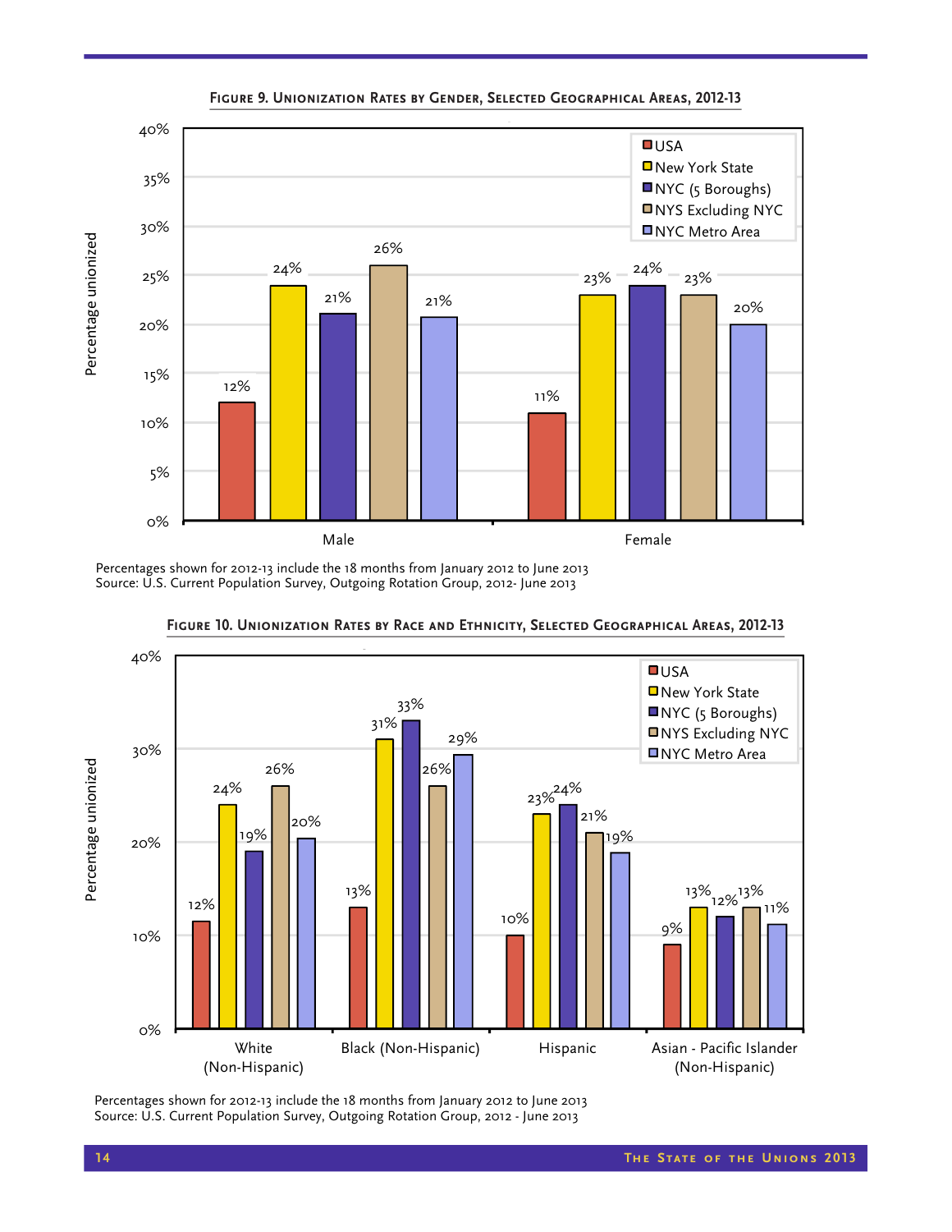#### Figure 9. Unionization Rates by Gender, Selected Geographical Areas, 2012-13

| | USA | New York State | NYC (5 Boroughs) | NYS Excluding NYC | NYC Metro Area |
|---|---|---|---|---|---|
| Male | 12% | 24% | 21% | 26% | 21% |
| Female | 11% | 23% | 24% | 23% | 20% |

Percentages shown for 2012-13 include the 18 months from January 2012 to June 2013
Source: U.S. Current Population Survey, Outgoing Rotation Group, 2012- June 2013

#### Figure 10. Unionization Rates by Race and Ethnicity, Selected Geographical Areas, 2012-13

| | USA | New York State | NYC (5 Boroughs) | NYS Excluding NYC | NYC Metro Area |
|---|---|---|---|---|---|
| White (Non-Hispanic) | 12% | 24% | 19% | 26% | 20% |
| Black (Non-Hispanic) | 13% | 31% | 33% | 26% | 29% |
| Hispanic | 10% | 23% | 24% | 21% | 19% |
| Asian - Pacific Islander (Non-Hispanic) | 9% | 13% | 12% | 13% | 11% |

Percentages shown for 2012-13 include the 18 months from January 2012 to June 2013
Source: U.S. Current Population Survey, Outgoing Rotation Group, 2012 - June 2013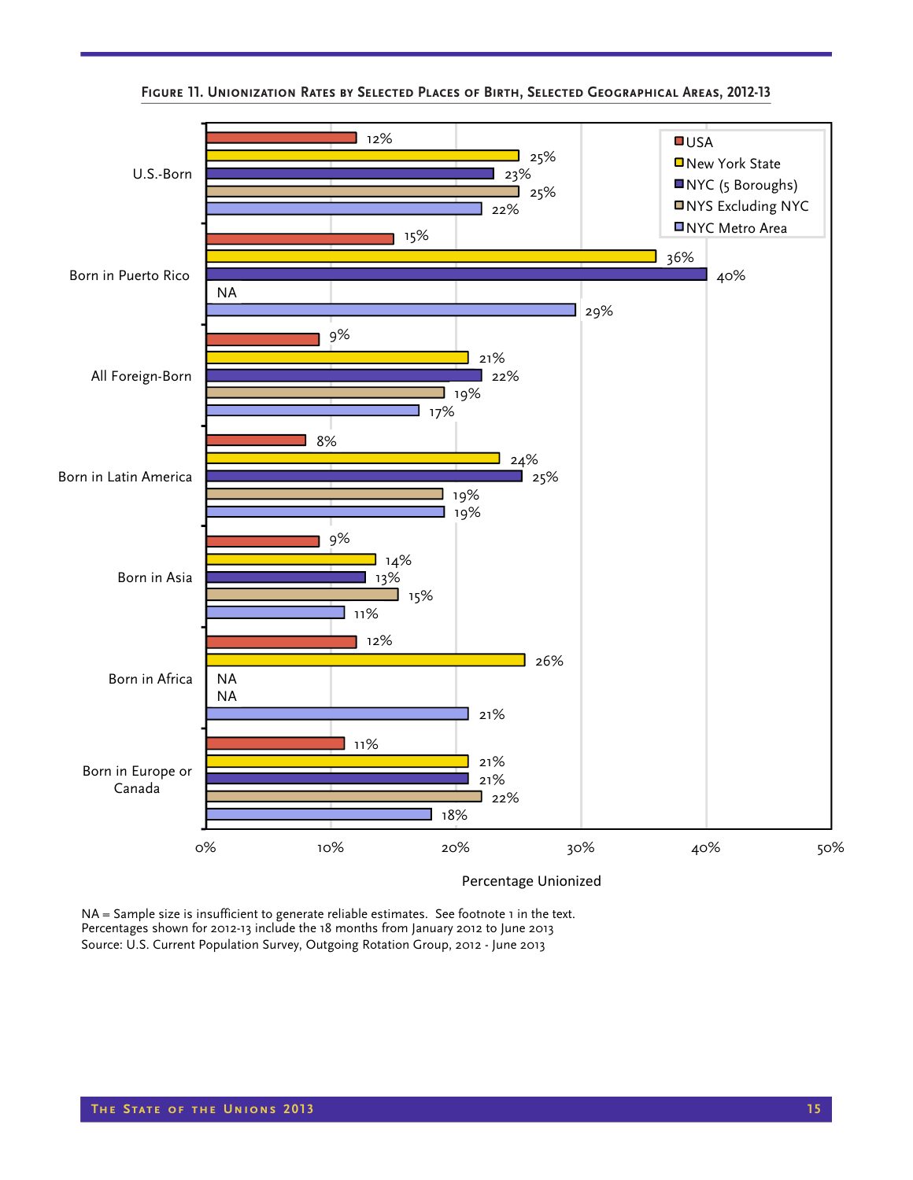**Figure 11. Unionization Rates by Selected Places of Birth, Selected Geographical Areas, 2012-13**

| | USA | New York State | NYC (5 Boroughs) | NYS Excluding NYC | NYC Metro Area |
|---|---|---|---|---|---|
| U.S.-Born | 12% | 25% | 23% | 25% | 22% |
| Born in Puerto Rico | 15% | 36% | 40% | NA | 29% |
| All Foreign-Born | 9% | 21% | 22% | 19% | 17% |
| Born in Latin America | 8% | 24% | 25% | 19% | 19% |
| Born in Asia | 9% | 14% | 13% | 15% | 11% |
| Born in Africa | 12% | 26% | NA | NA | 21% |
| Born in Europe or Canada | 11% | 21% | 21% | 22% | 18% |

Percentage Unionized

NA = Sample size is insufficient to generate reliable estimates. See footnote 1 in the text.
Percentages shown for 2012-13 include the 18 months from January 2012 to June 2013
Source: U.S. Current Population Survey, Outgoing Rotation Group, 2012 - June 2013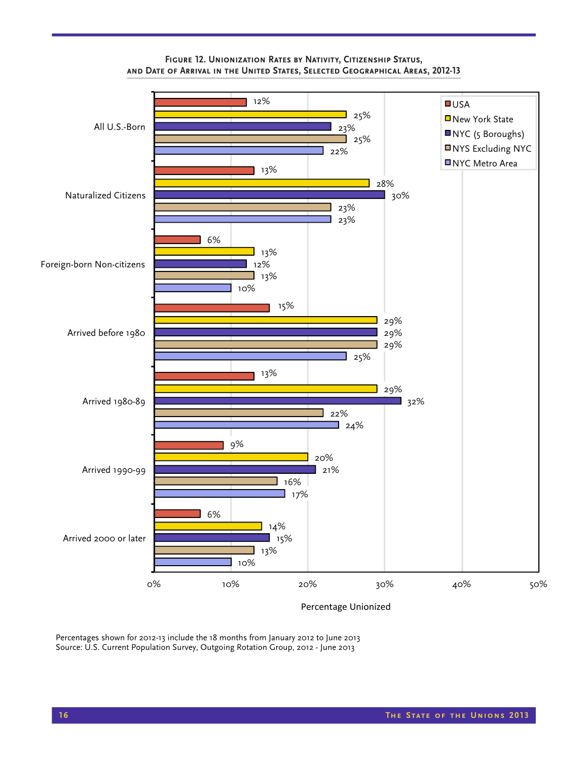**Figure 12. Unionization Rates by Nativity, Citizenship Status, and Date of Arrival in the United States, Selected Geographical Areas, 2012-13**

| | USA | New York State | NYC (5 Boroughs) | NYS Excluding NYC | NYC Metro Area |
|---|---|---|---|---|---|
| All U.S.-Born | 12% | 25% | 23% | 25% | 22% |
| Naturalized Citizens | 13% | 28% | 30% | 23% | 23% |
| Foreign-born Non-citizens | 6% | 13% | 12% | 13% | 10% |
| Arrived before 1980 | 15% | 29% | 29% | 29% | 25% |
| Arrived 1980-89 | 13% | 29% | 32% | 22% | 24% |
| Arrived 1990-99 | 9% | 20% | 21% | 16% | 17% |
| Arrived 2000 or later | 6% | 14% | 15% | 13% | 10% |

Percentage Unionized

Percentages shown for 2012-13 include the 18 months from January 2012 to June 2013
Source: U.S. Current Population Survey, Outgoing Rotation Group, 2012 - June 2013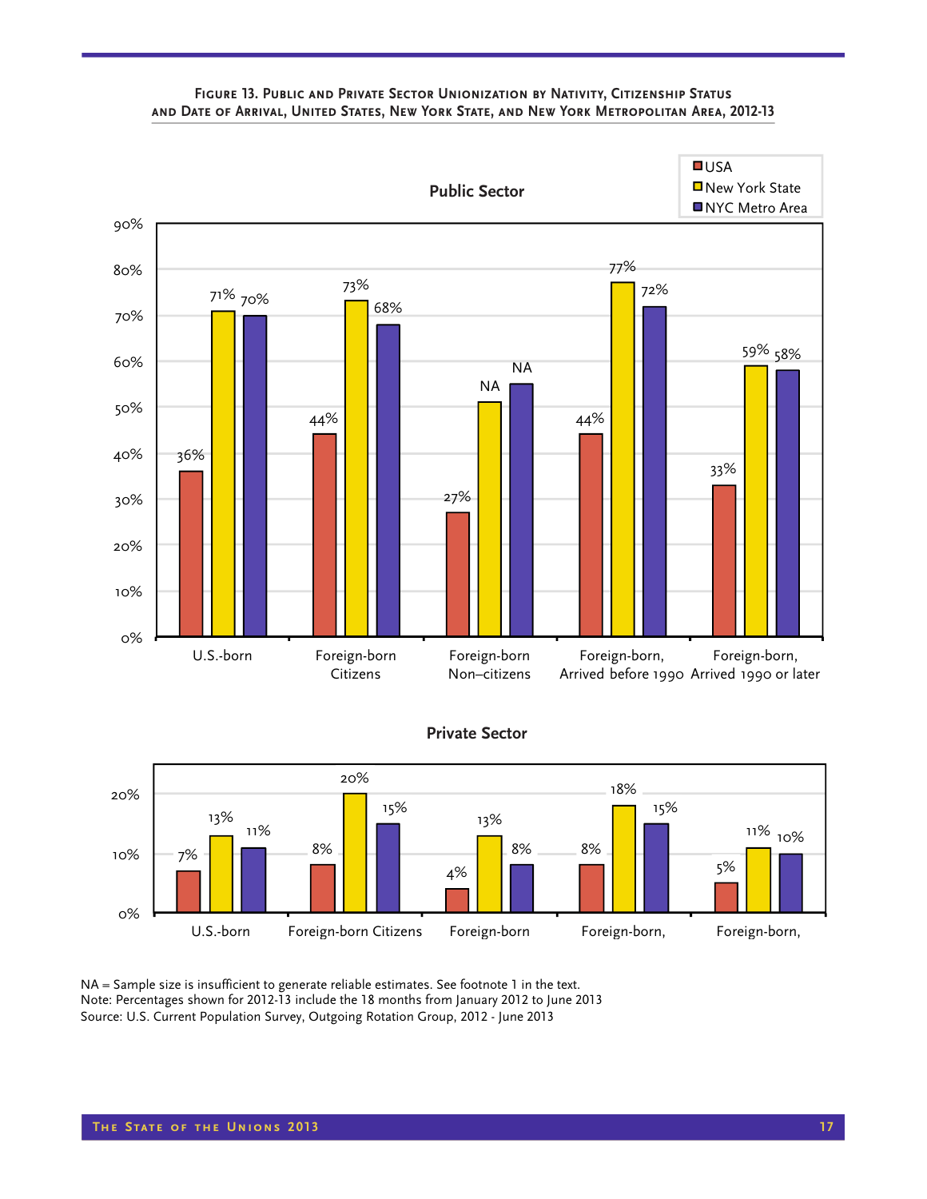**Figure 13. Public and Private Sector Unionization by Nativity, Citizenship Status and Date of Arrival, United States, New York State, and New York Metropolitan Area, 2012-13**

**Public Sector**

| | USA | New York State | NYC Metro Area |
|---|---|---|---|
| U.S.-born | 36% | 71% | 70% |
| Foreign-born Citizens | 44% | 73% | 68% |
| Foreign-born Non–citizens | 27% | NA | NA |
| Foreign-born, Arrived before 1990 | 44% | 77% | 72% |
| Foreign-born, Arrived 1990 or later | 33% | 59% | 58% |

**Private Sector**

| | USA | New York State | NYC Metro Area |
|---|---|---|---|
| U.S.-born | 7% | 13% | 11% |
| Foreign-born Citizens | 8% | 20% | 15% |
| Foreign-born | 4% | 13% | 8% |
| Foreign-born, | 8% | 18% | 15% |
| Foreign-born, | 5% | 11% | 10% |

NA = Sample size is insufficient to generate reliable estimates. See footnote 1 in the text.
Note: Percentages shown for 2012-13 include the 18 months from January 2012 to June 2013
Source: U.S. Current Population Survey, Outgoing Rotation Group, 2012 - June 2013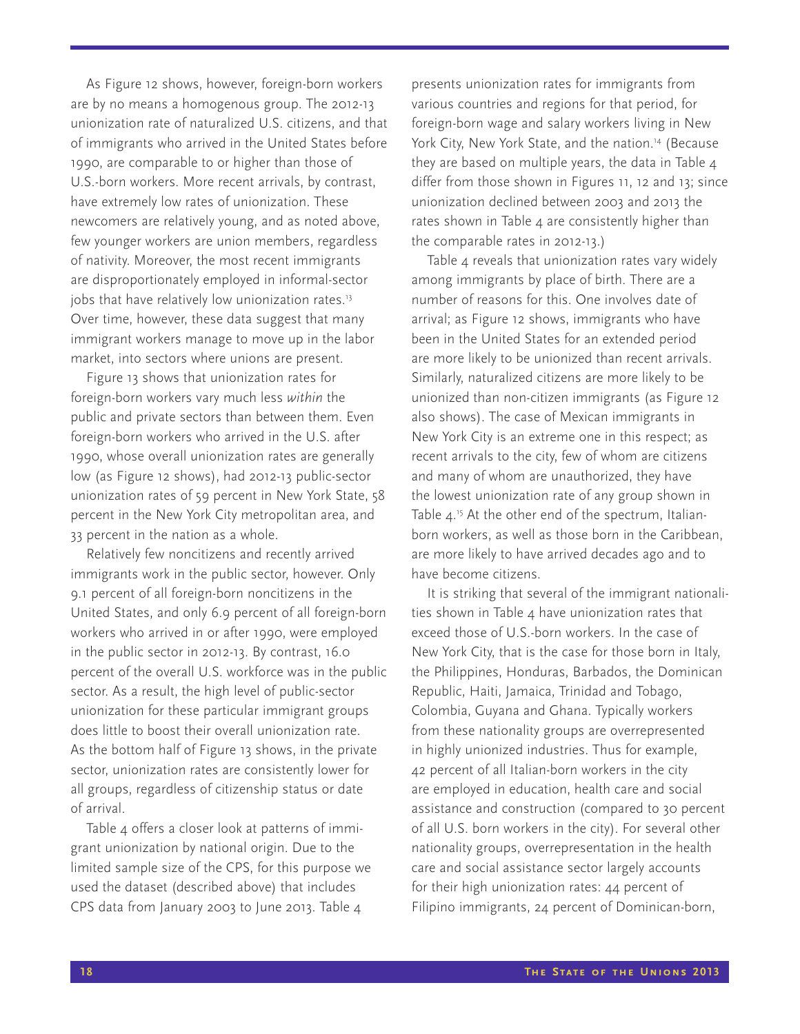As Figure 12 shows, however, foreign-born workers are by no means a homogenous group. The 2012-13 unionization rate of naturalized U.S. citizens, and that of immigrants who arrived in the United States before 1990, are comparable to or higher than those of U.S.-born workers. More recent arrivals, by contrast, have extremely low rates of unionization. These newcomers are relatively young, and as noted above, few younger workers are union members, regardless of nativity. Moreover, the most recent immigrants are disproportionately employed in informal-sector jobs that have relatively low unionization rates.[13] Over time, however, these data suggest that many immigrant workers manage to move up in the labor market, into sectors where unions are present.

Figure 13 shows that unionization rates for foreign-born workers vary much less *within* the public and private sectors than between them. Even foreign-born workers who arrived in the U.S. after 1990, whose overall unionization rates are generally low (as Figure 12 shows), had 2012-13 public-sector unionization rates of 59 percent in New York State, 58 percent in the New York City metropolitan area, and 33 percent in the nation as a whole.

Relatively few noncitizens and recently arrived immigrants work in the public sector, however. Only 9.1 percent of all foreign-born noncitizens in the United States, and only 6.9 percent of all foreign-born workers who arrived in or after 1990, were employed in the public sector in 2012-13. By contrast, 16.0 percent of the overall U.S. workforce was in the public sector. As a result, the high level of public-sector unionization for these particular immigrant groups does little to boost their overall unionization rate. As the bottom half of Figure 13 shows, in the private sector, unionization rates are consistently lower for all groups, regardless of citizenship status or date of arrival.

Table 4 offers a closer look at patterns of immigrant unionization by national origin. Due to the limited sample size of the CPS, for this purpose we used the dataset (described above) that includes CPS data from January 2003 to June 2013. Table 4 presents unionization rates for immigrants from various countries and regions for that period, for foreign-born wage and salary workers living in New York City, New York State, and the nation.[14] (Because they are based on multiple years, the data in Table 4 differ from those shown in Figures 11, 12 and 13; since unionization declined between 2003 and 2013 the rates shown in Table 4 are consistently higher than the comparable rates in 2012-13.)

Table 4 reveals that unionization rates vary widely among immigrants by place of birth. There are a number of reasons for this. One involves date of arrival; as Figure 12 shows, immigrants who have been in the United States for an extended period are more likely to be unionized than recent arrivals. Similarly, naturalized citizens are more likely to be unionized than non-citizen immigrants (as Figure 12 also shows). The case of Mexican immigrants in New York City is an extreme one in this respect; as recent arrivals to the city, few of whom are citizens and many of whom are unauthorized, they have the lowest unionization rate of any group shown in Table 4.[15] At the other end of the spectrum, Italian-born workers, as well as those born in the Caribbean, are more likely to have arrived decades ago and to have become citizens.

It is striking that several of the immigrant nationalities shown in Table 4 have unionization rates that exceed those of U.S.-born workers. In the case of New York City, that is the case for those born in Italy, the Philippines, Honduras, Barbados, the Dominican Republic, Haiti, Jamaica, Trinidad and Tobago, Colombia, Guyana and Ghana. Typically workers from these nationality groups are overrepresented in highly unionized industries. Thus for example, 42 percent of all Italian-born workers in the city are employed in education, health care and social assistance and construction (compared to 30 percent of all U.S. born workers in the city). For several other nationality groups, overrepresentation in the health care and social assistance sector largely accounts for their high unionization rates: 44 percent of Filipino immigrants, 24 percent of Dominican-born,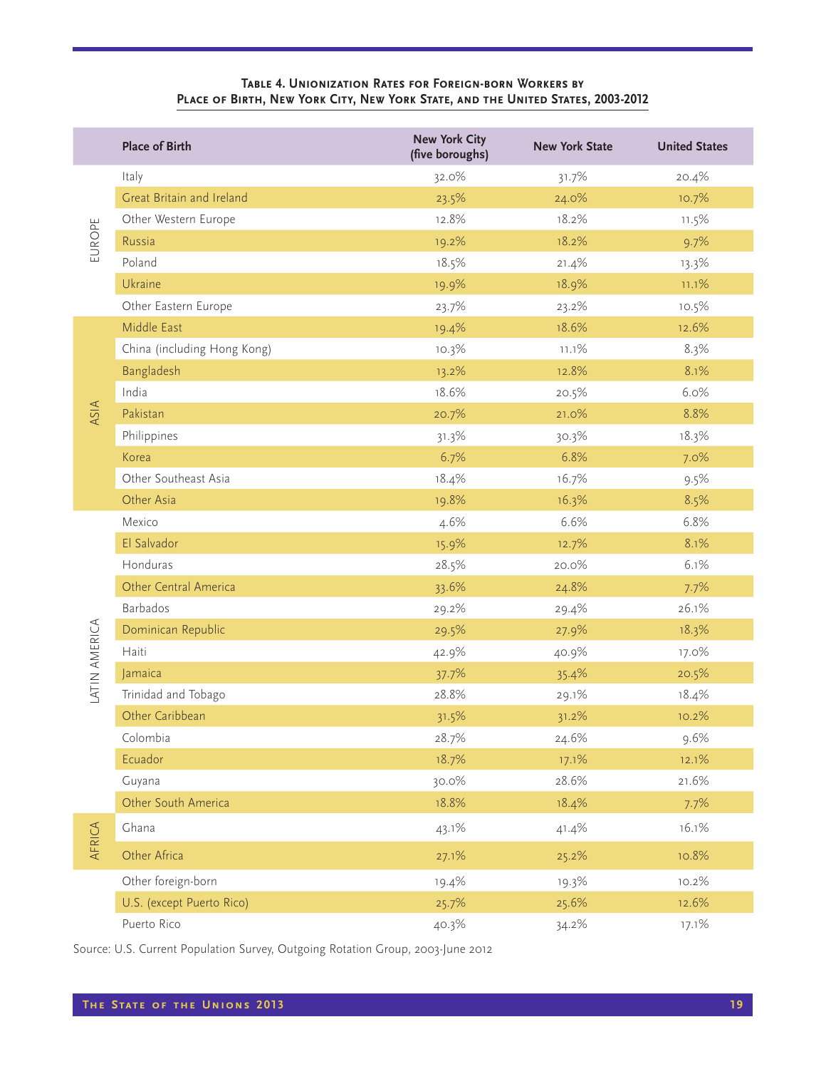**Table 4. Unionization Rates for Foreign-born Workers by Place of Birth, New York City, New York State, and the United States, 2003-2012**

| | Place of Birth | New York City (five boroughs) | New York State | United States |
|---|---|---|---|---|
| EUROPE | Italy | 32.0% | 31.7% | 20.4% |
| | Great Britain and Ireland | 23.5% | 24.0% | 10.7% |
| | Other Western Europe | 12.8% | 18.2% | 11.5% |
| | Russia | 19.2% | 18.2% | 9.7% |
| | Poland | 18.5% | 21.4% | 13.3% |
| | Ukraine | 19.9% | 18.9% | 11.1% |
| | Other Eastern Europe | 23.7% | 23.2% | 10.5% |
| ASIA | Middle East | 19.4% | 18.6% | 12.6% |
| | China (including Hong Kong) | 10.3% | 11.1% | 8.3% |
| | Bangladesh | 13.2% | 12.8% | 8.1% |
| | India | 18.6% | 20.5% | 6.0% |
| | Pakistan | 20.7% | 21.0% | 8.8% |
| | Philippines | 31.3% | 30.3% | 18.3% |
| | Korea | 6.7% | 6.8% | 7.0% |
| | Other Southeast Asia | 18.4% | 16.7% | 9.5% |
| | Other Asia | 19.8% | 16.3% | 8.5% |
| LATIN AMERICA | Mexico | 4.6% | 6.6% | 6.8% |
| | El Salvador | 15.9% | 12.7% | 8.1% |
| | Honduras | 28.5% | 20.0% | 6.1% |
| | Other Central America | 33.6% | 24.8% | 7.7% |
| | Barbados | 29.2% | 29.4% | 26.1% |
| | Dominican Republic | 29.5% | 27.9% | 18.3% |
| | Haiti | 42.9% | 40.9% | 17.0% |
| | Jamaica | 37.7% | 35.4% | 20.5% |
| | Trinidad and Tobago | 28.8% | 29.1% | 18.4% |
| | Other Caribbean | 31.5% | 31.2% | 10.2% |
| | Colombia | 28.7% | 24.6% | 9.6% |
| | Ecuador | 18.7% | 17.1% | 12.1% |
| | Guyana | 30.0% | 28.6% | 21.6% |
| | Other South America | 18.8% | 18.4% | 7.7% |
| AFRICA | Ghana | 43.1% | 41.4% | 16.1% |
| | Other Africa | 27.1% | 25.2% | 10.8% |
| | Other foreign-born | 19.4% | 19.3% | 10.2% |
| | U.S. (except Puerto Rico) | 25.7% | 25.6% | 12.6% |
| | Puerto Rico | 40.3% | 34.2% | 17.1% |

Source: U.S. Current Population Survey, Outgoing Rotation Group, 2003-June 2012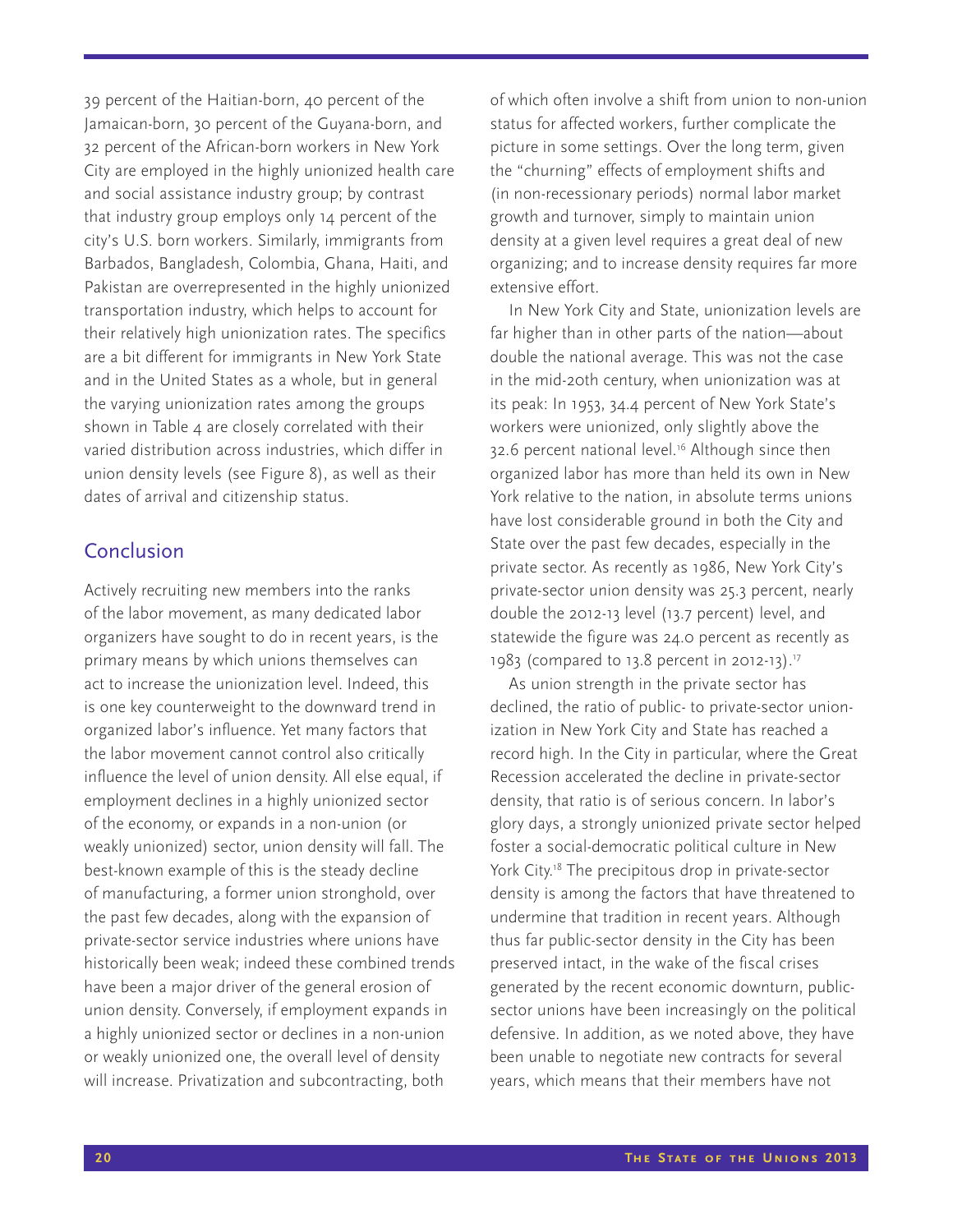39 percent of the Haitian-born, 40 percent of the Jamaican-born, 30 percent of the Guyana-born, and 32 percent of the African-born workers in New York City are employed in the highly unionized health care and social assistance industry group; by contrast that industry group employs only 14 percent of the city's U.S. born workers. Similarly, immigrants from Barbados, Bangladesh, Colombia, Ghana, Haiti, and Pakistan are overrepresented in the highly unionized transportation industry, which helps to account for their relatively high unionization rates. The specifics are a bit different for immigrants in New York State and in the United States as a whole, but in general the varying unionization rates among the groups shown in Table 4 are closely correlated with their varied distribution across industries, which differ in union density levels (see Figure 8), as well as their dates of arrival and citizenship status.

## Conclusion

Actively recruiting new members into the ranks of the labor movement, as many dedicated labor organizers have sought to do in recent years, is the primary means by which unions themselves can act to increase the unionization level. Indeed, this is one key counterweight to the downward trend in organized labor's influence. Yet many factors that the labor movement cannot control also critically influence the level of union density. All else equal, if employment declines in a highly unionized sector of the economy, or expands in a non-union (or weakly unionized) sector, union density will fall. The best-known example of this is the steady decline of manufacturing, a former union stronghold, over the past few decades, along with the expansion of private-sector service industries where unions have historically been weak; indeed these combined trends have been a major driver of the general erosion of union density. Conversely, if employment expands in a highly unionized sector or declines in a non-union or weakly unionized one, the overall level of density will increase. Privatization and subcontracting, both of which often involve a shift from union to non-union status for affected workers, further complicate the picture in some settings. Over the long term, given the "churning" effects of employment shifts and (in non-recessionary periods) normal labor market growth and turnover, simply to maintain union density at a given level requires a great deal of new organizing; and to increase density requires far more extensive effort.

In New York City and State, unionization levels are far higher than in other parts of the nation—about double the national average. This was not the case in the mid-20th century, when unionization was at its peak: In 1953, 34.4 percent of New York State's workers were unionized, only slightly above the 32.6 percent national level.[16] Although since then organized labor has more than held its own in New York relative to the nation, in absolute terms unions have lost considerable ground in both the City and State over the past few decades, especially in the private sector. As recently as 1986, New York City's private-sector union density was 25.3 percent, nearly double the 2012-13 level (13.7 percent) level, and statewide the figure was 24.0 percent as recently as 1983 (compared to 13.8 percent in 2012-13).[17]

As union strength in the private sector has declined, the ratio of public- to private-sector unionization in New York City and State has reached a record high. In the City in particular, where the Great Recession accelerated the decline in private-sector density, that ratio is of serious concern. In labor's glory days, a strongly unionized private sector helped foster a social-democratic political culture in New York City.[18] The precipitous drop in private-sector density is among the factors that have threatened to undermine that tradition in recent years. Although thus far public-sector density in the City has been preserved intact, in the wake of the fiscal crises generated by the recent economic downturn, public-sector unions have been increasingly on the political defensive. In addition, as we noted above, they have been unable to negotiate new contracts for several years, which means that their members have not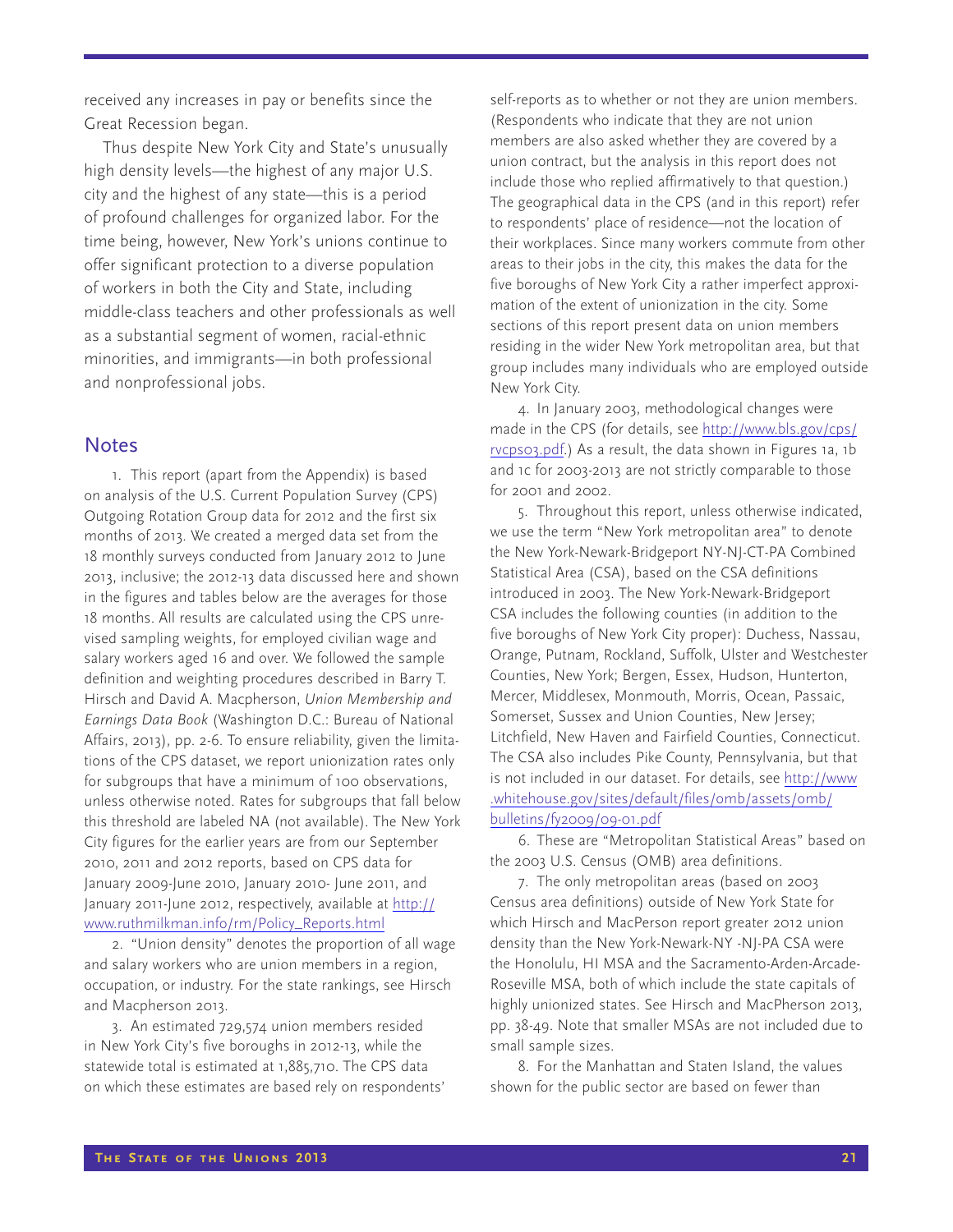received any increases in pay or benefits since the Great Recession began.

Thus despite New York City and State's unusually high density levels—the highest of any major U.S. city and the highest of any state—this is a period of profound challenges for organized labor. For the time being, however, New York's unions continue to offer significant protection to a diverse population of workers in both the City and State, including middle-class teachers and other professionals as well as a substantial segment of women, racial-ethnic minorities, and immigrants—in both professional and nonprofessional jobs.

## Notes

1. This report (apart from the Appendix) is based on analysis of the U.S. Current Population Survey (CPS) Outgoing Rotation Group data for 2012 and the first six months of 2013. We created a merged data set from the 18 monthly surveys conducted from January 2012 to June 2013, inclusive; the 2012-13 data discussed here and shown in the figures and tables below are the averages for those 18 months. All results are calculated using the CPS unrevised sampling weights, for employed civilian wage and salary workers aged 16 and over. We followed the sample definition and weighting procedures described in Barry T. Hirsch and David A. Macpherson, *Union Membership and Earnings Data Book* (Washington D.C.: Bureau of National Affairs, 2013), pp. 2-6. To ensure reliability, given the limitations of the CPS dataset, we report unionization rates only for subgroups that have a minimum of 100 observations, unless otherwise noted. Rates for subgroups that fall below this threshold are labeled NA (not available). The New York City figures for the earlier years are from our September 2010, 2011 and 2012 reports, based on CPS data for January 2009-June 2010, January 2010- June 2011, and January 2011-June 2012, respectively, available at http://www.ruthmilkman.info/rm/Policy_Reports.html

2. "Union density" denotes the proportion of all wage and salary workers who are union members in a region, occupation, or industry. For the state rankings, see Hirsch and Macpherson 2013.

3. An estimated 729,574 union members resided in New York City's five boroughs in 2012-13, while the statewide total is estimated at 1,885,710. The CPS data on which these estimates are based rely on respondents' self-reports as to whether or not they are union members. (Respondents who indicate that they are not union members are also asked whether they are covered by a union contract, but the analysis in this report does not include those who replied affirmatively to that question.) The geographical data in the CPS (and in this report) refer to respondents' place of residence—not the location of their workplaces. Since many workers commute from other areas to their jobs in the city, this makes the data for the five boroughs of New York City a rather imperfect approximation of the extent of unionization in the city. Some sections of this report present data on union members residing in the wider New York metropolitan area, but that group includes many individuals who are employed outside New York City.

4. In January 2003, methodological changes were made in the CPS (for details, see http://www.bls.gov/cps/rvcps03.pdf.) As a result, the data shown in Figures 1a, 1b and 1c for 2003-2013 are not strictly comparable to those for 2001 and 2002.

5. Throughout this report, unless otherwise indicated, we use the term "New York metropolitan area" to denote the New York-Newark-Bridgeport NY-NJ-CT-PA Combined Statistical Area (CSA), based on the CSA definitions introduced in 2003. The New York-Newark-Bridgeport CSA includes the following counties (in addition to the five boroughs of New York City proper): Duchess, Nassau, Orange, Putnam, Rockland, Suffolk, Ulster and Westchester Counties, New York; Bergen, Essex, Hudson, Hunterton, Mercer, Middlesex, Monmouth, Morris, Ocean, Passaic, Somerset, Sussex and Union Counties, New Jersey; Litchfield, New Haven and Fairfield Counties, Connecticut. The CSA also includes Pike County, Pennsylvania, but that is not included in our dataset. For details, see http://www.whitehouse.gov/sites/default/files/omb/assets/omb/bulletins/fy2009/09-01.pdf

6. These are "Metropolitan Statistical Areas" based on the 2003 U.S. Census (OMB) area definitions.

7. The only metropolitan areas (based on 2003 Census area definitions) outside of New York State for which Hirsch and MacPerson report greater 2012 union density than the New York-Newark-NY -NJ-PA CSA were the Honolulu, HI MSA and the Sacramento-Arden-Arcade-Roseville MSA, both of which include the state capitals of highly unionized states. See Hirsch and MacPherson 2013, pp. 38-49. Note that smaller MSAs are not included due to small sample sizes.

8. For the Manhattan and Staten Island, the values shown for the public sector are based on fewer than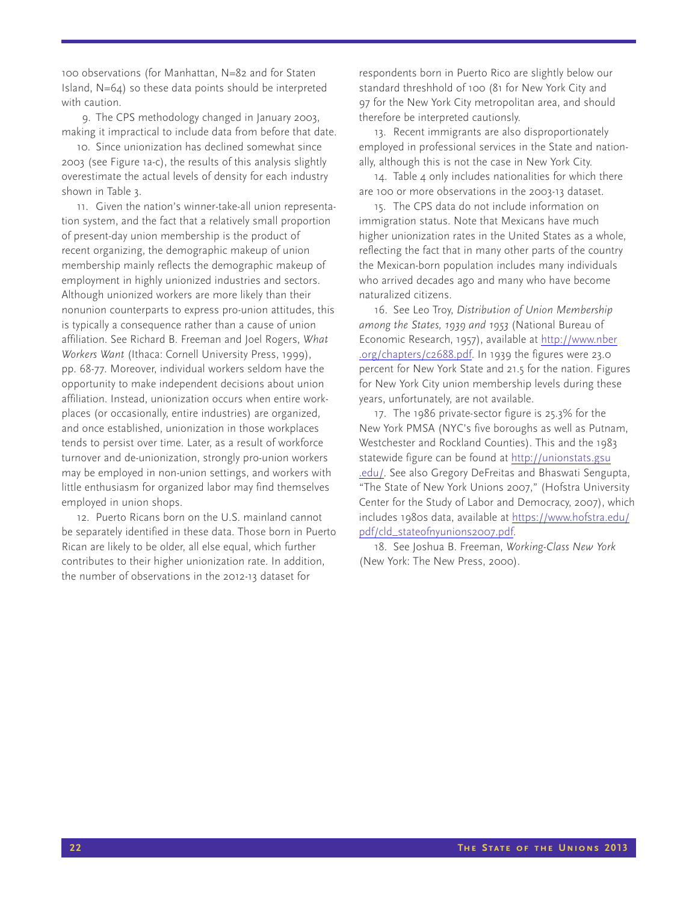100 observations (for Manhattan, N=82 and for Staten Island, N=64) so these data points should be interpreted with caution.

9. The CPS methodology changed in January 2003, making it impractical to include data from before that date.

10. Since unionization has declined somewhat since 2003 (see Figure 1a-c), the results of this analysis slightly overestimate the actual levels of density for each industry shown in Table 3.

11. Given the nation's winner-take-all union representation system, and the fact that a relatively small proportion of present-day union membership is the product of recent organizing, the demographic makeup of union membership mainly reflects the demographic makeup of employment in highly unionized industries and sectors. Although unionized workers are more likely than their nonunion counterparts to express pro-union attitudes, this is typically a consequence rather than a cause of union affiliation. See Richard B. Freeman and Joel Rogers, *What Workers Want* (Ithaca: Cornell University Press, 1999), pp. 68-77. Moreover, individual workers seldom have the opportunity to make independent decisions about union affiliation. Instead, unionization occurs when entire workplaces (or occasionally, entire industries) are organized, and once established, unionization in those workplaces tends to persist over time. Later, as a result of workforce turnover and de-unionization, strongly pro-union workers may be employed in non-union settings, and workers with little enthusiasm for organized labor may find themselves employed in union shops.

12. Puerto Ricans born on the U.S. mainland cannot be separately identified in these data. Those born in Puerto Rican are likely to be older, all else equal, which further contributes to their higher unionization rate. In addition, the number of observations in the 2012-13 dataset for respondents born in Puerto Rico are slightly below our standard threshhold of 100 (81 for New York City and 97 for the New York City metropolitan area, and should therefore be interpreted cautiously.

13. Recent immigrants are also disproportionately employed in professional services in the State and nationally, although this is not the case in New York City.

14. Table 4 only includes nationalities for which there are 100 or more observations in the 2003-13 dataset.

15. The CPS data do not include information on immigration status. Note that Mexicans have much higher unionization rates in the United States as a whole, reflecting the fact that in many other parts of the country the Mexican-born population includes many individuals who arrived decades ago and many who have become naturalized citizens.

16. See Leo Troy, *Distribution of Union Membership among the States, 1939 and 1953* (National Bureau of Economic Research, 1957), available at http://www.nber.org/chapters/c2688.pdf. In 1939 the figures were 23.0 percent for New York State and 21.5 for the nation. Figures for New York City union membership levels during these years, unfortunately, are not available.

17. The 1986 private-sector figure is 25.3% for the New York PMSA (NYC's five boroughs as well as Putnam, Westchester and Rockland Counties). This and the 1983 statewide figure can be found at http://unionstats.gsu.edu/. See also Gregory DeFreitas and Bhaswati Sengupta, "The State of New York Unions 2007," (Hofstra University Center for the Study of Labor and Democracy, 2007), which includes 1980s data, available at https://www.hofstra.edu/pdf/cld_stateofnyunions2007.pdf.

18. See Joshua B. Freeman, *Working-Class New York* (New York: The New Press, 2000).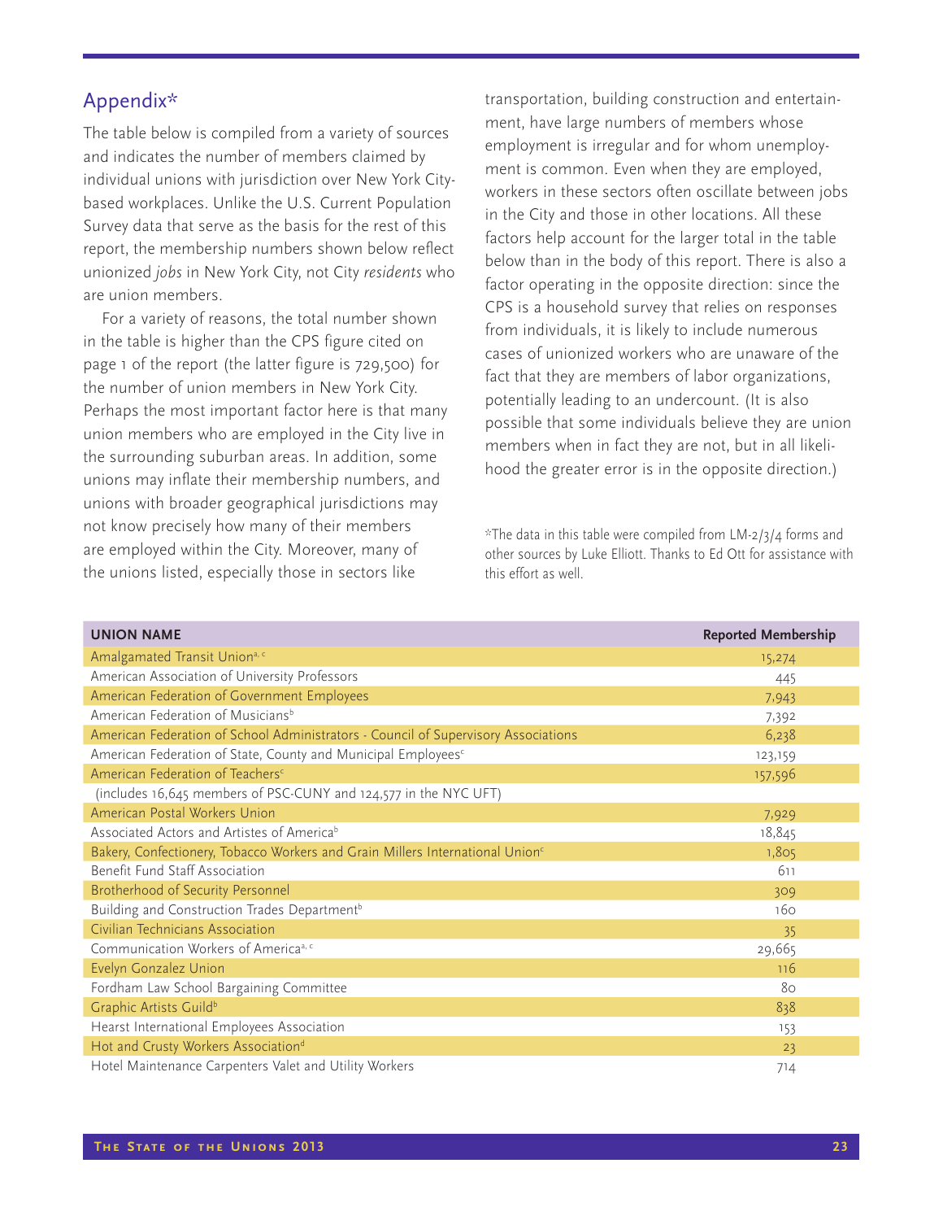## Appendix*

The table below is compiled from a variety of sources and indicates the number of members claimed by individual unions with jurisdiction over New York City-based workplaces. Unlike the U.S. Current Population Survey data that serve as the basis for the rest of this report, the membership numbers shown below reflect unionized *jobs* in New York City, not City *residents* who are union members.

For a variety of reasons, the total number shown in the table is higher than the CPS figure cited on page 1 of the report (the latter figure is 729,500) for the number of union members in New York City. Perhaps the most important factor here is that many union members who are employed in the City live in the surrounding suburban areas. In addition, some unions may inflate their membership numbers, and unions with broader geographical jurisdictions may not know precisely how many of their members are employed within the City. Moreover, many of the unions listed, especially those in sectors like transportation, building construction and entertainment, have large numbers of members whose employment is irregular and for whom unemployment is common. Even when they are employed, workers in these sectors often oscillate between jobs in the City and those in other locations. All these factors help account for the larger total in the table below than in the body of this report. There is also a factor operating in the opposite direction: since the CPS is a household survey that relies on responses from individuals, it is likely to include numerous cases of unionized workers who are unaware of the fact that they are members of labor organizations, potentially leading to an undercount. (It is also possible that some individuals believe they are union members when in fact they are not, but in all likelihood the greater error is in the opposite direction.)

*The data in this table were compiled from LM-2/3/4 forms and other sources by Luke Elliott. Thanks to Ed Ott for assistance with this effort as well.

| UNION NAME | Reported Membership |
|---|---|
| Amalgamated Transit Union[a, c] | 15,274 |
| American Association of University Professors | 445 |
| American Federation of Government Employees | 7,943 |
| American Federation of Musicians[b] | 7,392 |
| American Federation of School Administrators - Council of Supervisory Associations | 6,238 |
| American Federation of State, County and Municipal Employees[c] | 123,159 |
| American Federation of Teachers[c] | 157,596 |
| (includes 16,645 members of PSC-CUNY and 124,577 in the NYC UFT) | |
| American Postal Workers Union | 7,929 |
| Associated Actors and Artistes of America[b] | 18,845 |
| Bakery, Confectionery, Tobacco Workers and Grain Millers International Union[c] | 1,805 |
| Benefit Fund Staff Association | 611 |
| Brotherhood of Security Personnel | 309 |
| Building and Construction Trades Department[b] | 160 |
| Civilian Technicians Association | 35 |
| Communication Workers of America[a, c] | 29,665 |
| Evelyn Gonzalez Union | 116 |
| Fordham Law School Bargaining Committee | 80 |
| Graphic Artists Guild[b] | 838 |
| Hearst International Employees Association | 153 |
| Hot and Crusty Workers Association[d] | 23 |
| Hotel Maintenance Carpenters Valet and Utility Workers | 714 |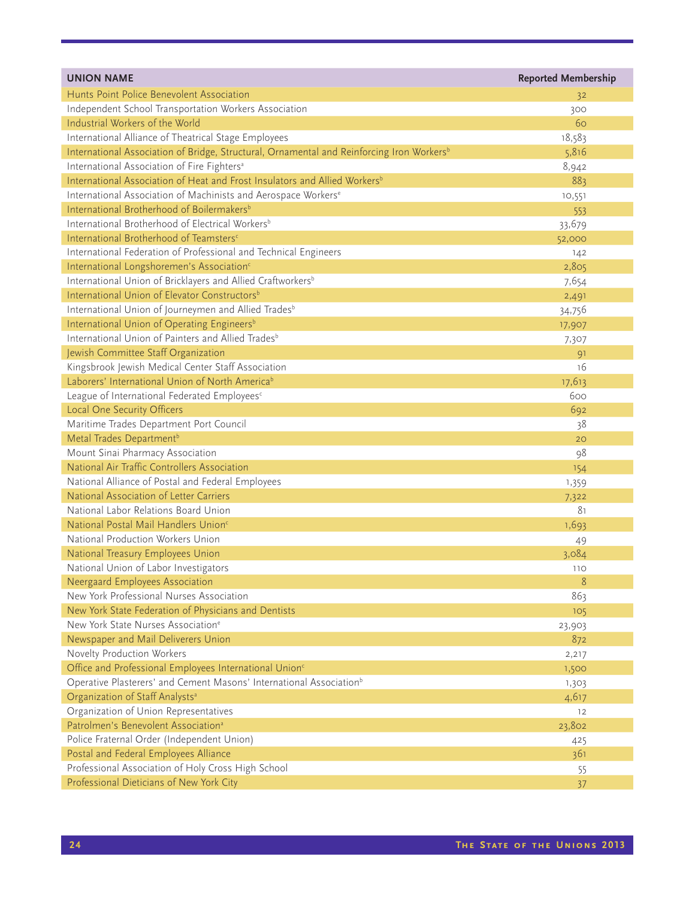| UNION NAME | Reported Membership |
|---|---|
| Hunts Point Police Benevolent Association | 32 |
| Independent School Transportation Workers Association | 300 |
| Industrial Workers of the World | 60 |
| International Alliance of Theatrical Stage Employees | 18,583 |
| International Association of Bridge, Structural, Ornamental and Reinforcing Iron Workers[b] | 5,816 |
| International Association of Fire Fighters[a] | 8,942 |
| International Association of Heat and Frost Insulators and Allied Workers[b] | 883 |
| International Association of Machinists and Aerospace Workers[e] | 10,551 |
| International Brotherhood of Boilermakers[b] | 553 |
| International Brotherhood of Electrical Workers[b] | 33,679 |
| International Brotherhood of Teamsters[c] | 52,000 |
| International Federation of Professional and Technical Engineers | 142 |
| International Longshoremen's Association[c] | 2,805 |
| International Union of Bricklayers and Allied Craftworkers[b] | 7,654 |
| International Union of Elevator Constructors[b] | 2,491 |
| International Union of Journeymen and Allied Trades[b] | 34,756 |
| International Union of Operating Engineers[b] | 17,907 |
| International Union of Painters and Allied Trades[b] | 7,307 |
| Jewish Committee Staff Organization | 91 |
| Kingsbrook Jewish Medical Center Staff Association | 16 |
| Laborers' International Union of North America[b] | 17,613 |
| League of International Federated Employees[c] | 600 |
| Local One Security Officers | 692 |
| Maritime Trades Department Port Council | 38 |
| Metal Trades Department[b] | 20 |
| Mount Sinai Pharmacy Association | 98 |
| National Air Traffic Controllers Association | 154 |
| National Alliance of Postal and Federal Employees | 1,359 |
| National Association of Letter Carriers | 7,322 |
| National Labor Relations Board Union | 81 |
| National Postal Mail Handlers Union[c] | 1,693 |
| National Production Workers Union | 49 |
| National Treasury Employees Union | 3,084 |
| National Union of Labor Investigators | 110 |
| Neergaard Employees Association | 8 |
| New York Professional Nurses Association | 863 |
| New York State Federation of Physicians and Dentists | 105 |
| New York State Nurses Association[e] | 23,903 |
| Newspaper and Mail Deliverers Union | 872 |
| Novelty Production Workers | 2,217 |
| Office and Professional Employees International Union[c] | 1,500 |
| Operative Plasterers' and Cement Masons' International Association[b] | 1,303 |
| Organization of Staff Analysts[a] | 4,617 |
| Organization of Union Representatives | 12 |
| Patrolmen's Benevolent Association[a] | 23,802 |
| Police Fraternal Order (Independent Union) | 425 |
| Postal and Federal Employees Alliance | 361 |
| Professional Association of Holy Cross High School | 55 |
| Professional Dieticians of New York City | 37 |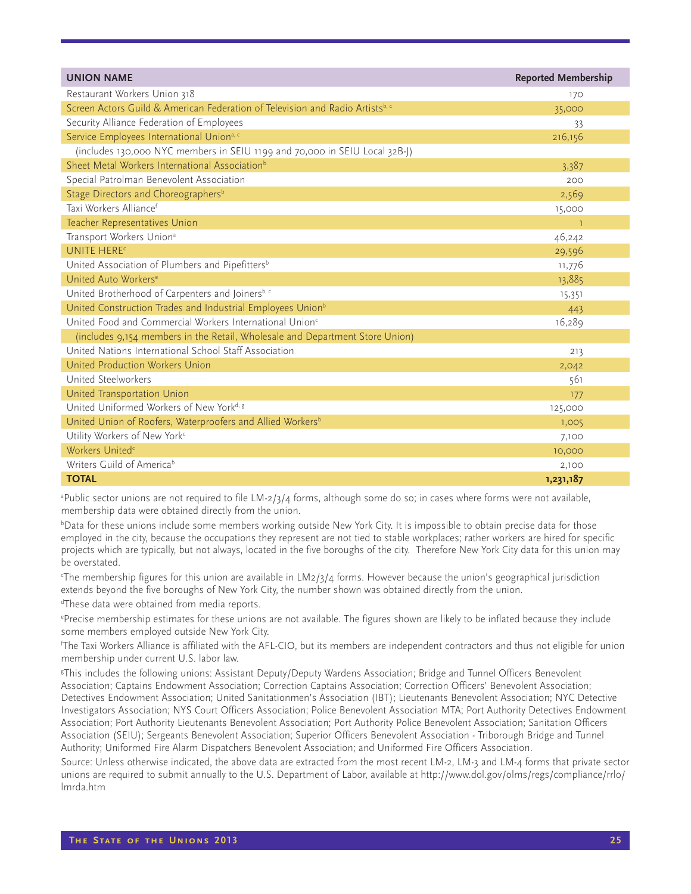| UNION NAME | Reported Membership |
|---|---|
| Restaurant Workers Union 318 | 170 |
| Screen Actors Guild & American Federation of Television and Radio Artists[b, c] | 35,000 |
| Security Alliance Federation of Employees | 33 |
| Service Employees International Union[a, c] | 216,156 |
| (includes 130,000 NYC members in SEIU 1199 and 70,000 in SEIU Local 32B-J) | |
| Sheet Metal Workers International Association[b] | 3,387 |
| Special Patrolman Benevolent Association | 200 |
| Stage Directors and Choreographers[b] | 2,569 |
| Taxi Workers Alliance[f] | 15,000 |
| Teacher Representatives Union | 1 |
| Transport Workers Union[a] | 46,242 |
| UNITE HERE[c] | 29,596 |
| United Association of Plumbers and Pipefitters[b] | 11,776 |
| United Auto Workers[e] | 13,885 |
| United Brotherhood of Carpenters and Joiners[b, c] | 15,351 |
| United Construction Trades and Industrial Employees Union[b] | 443 |
| United Food and Commercial Workers International Union[c] | 16,289 |
| (includes 9,154 members in the Retail, Wholesale and Department Store Union) | |
| United Nations International School Staff Association | 213 |
| United Production Workers Union | 2,042 |
| United Steelworkers | 561 |
| United Transportation Union | 177 |
| United Uniformed Workers of New York[d, g] | 125,000 |
| United Union of Roofers, Waterproofers and Allied Workers[b] | 1,005 |
| Utility Workers of New York[c] | 7,100 |
| Workers United[c] | 10,000 |
| Writers Guild of America[b] | 2,100 |
| **TOTAL** | **1,231,187** |

[a]Public sector unions are not required to file LM-2/3/4 forms, although some do so; in cases where forms were not available, membership data were obtained directly from the union.

[b]Data for these unions include some members working outside New York City. It is impossible to obtain precise data for those employed in the city, because the occupations they represent are not tied to stable workplaces; rather workers are hired for specific projects which are typically, but not always, located in the five boroughs of the city. Therefore New York City data for this union may be overstated.

[c]The membership figures for this union are available in LM2/3/4 forms. However because the union's geographical jurisdiction extends beyond the five boroughs of New York City, the number shown was obtained directly from the union.

[d]These data were obtained from media reports.

[e]Precise membership estimates for these unions are not available. The figures shown are likely to be inflated because they include some members employed outside New York City.

[f]The Taxi Workers Alliance is affiliated with the AFL-CIO, but its members are independent contractors and thus not eligible for union membership under current U.S. labor law.

[g]This includes the following unions: Assistant Deputy/Deputy Wardens Association; Bridge and Tunnel Officers Benevolent Association; Captains Endowment Association; Correction Captains Association; Correction Officers' Benevolent Association; Detectives Endowment Association; United Sanitationmen's Association (IBT); Lieutenants Benevolent Association; NYC Detective Investigators Association; NYS Court Officers Association; Police Benevolent Association MTA; Port Authority Detectives Endowment Association; Port Authority Lieutenants Benevolent Association; Port Authority Police Benevolent Association; Sanitation Officers Association (SEIU); Sergeants Benevolent Association; Superior Officers Benevolent Association - Triborough Bridge and Tunnel Authority; Uniformed Fire Alarm Dispatchers Benevolent Association; and Uniformed Fire Officers Association.

Source: Unless otherwise indicated, the above data are extracted from the most recent LM-2, LM-3 and LM-4 forms that private sector unions are required to submit annually to the U.S. Department of Labor, available at http://www.dol.gov/olms/regs/compliance/rrlo/lmrda.htm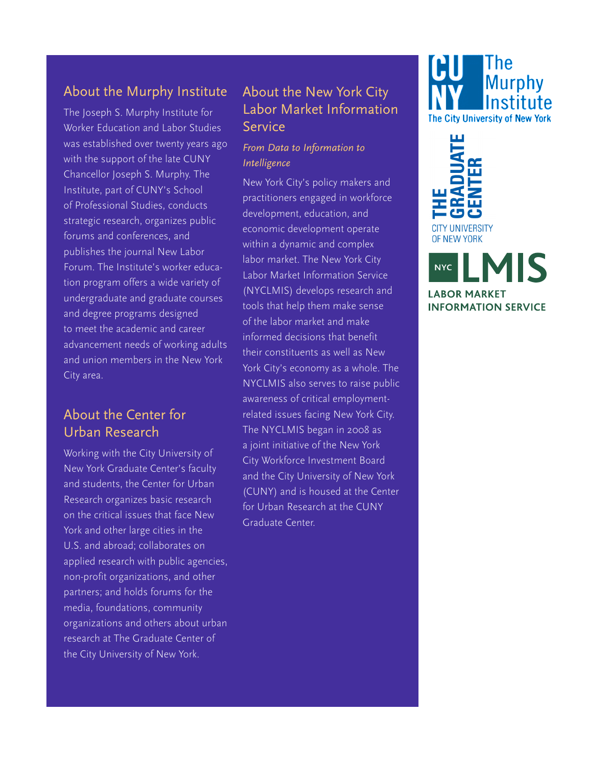## About the Murphy Institute

The Joseph S. Murphy Institute for Worker Education and Labor Studies was established over twenty years ago with the support of the late CUNY Chancellor Joseph S. Murphy. The Institute, part of CUNY's School of Professional Studies, conducts strategic research, organizes public forums and conferences, and publishes the journal New Labor Forum. The Institute's worker education program offers a wide variety of undergraduate and graduate courses and degree programs designed to meet the academic and career advancement needs of working adults and union members in the New York City area.

## About the Center for Urban Research

Working with the City University of New York Graduate Center's faculty and students, the Center for Urban Research organizes basic research on the critical issues that face New York and other large cities in the U.S. and abroad; collaborates on applied research with public agencies, non-profit organizations, and other partners; and holds forums for the media, foundations, community organizations and others about urban research at The Graduate Center of the City University of New York.

## About the New York City Labor Market Information Service

*From Data to Information to Intelligence*

New York City's policy makers and practitioners engaged in workforce development, education, and economic development operate within a dynamic and complex labor market. The New York City Labor Market Information Service (NYCLMIS) develops research and tools that help them make sense of the labor market and make informed decisions that benefit their constituents as well as New York City's economy as a whole. The NYCLMIS also serves to raise public awareness of critical employment-related issues facing New York City. The NYCLMIS began in 2008 as a joint initiative of the New York City Workforce Investment Board and the City University of New York (CUNY) and is housed at the Center for Urban Research at the CUNY Graduate Center.

CUNY The Murphy Institute
The City University of New York

THE GRADUATE CENTER
CITY UNIVERSITY OF NEW YORK

NYC LMIS
LABOR MARKET INFORMATION SERVICE